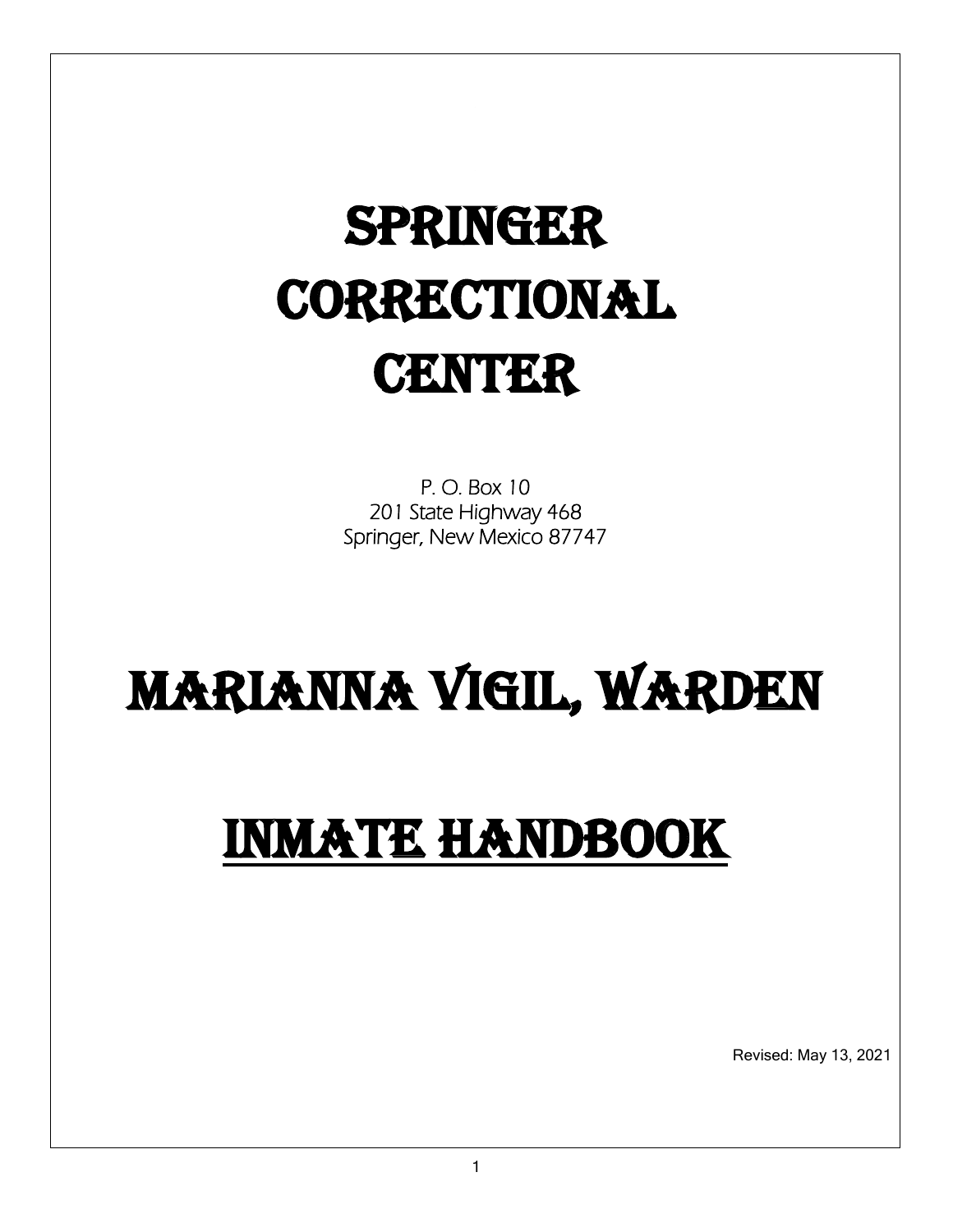# SPRINGER CORRECTIONAL CENTER

*P. O. Box 10*
*201 State Highway 468*
*Springer, New Mexico 87747*

# MARIANNA VIGIL, WARDEN

# INMATE HANDBOOK

Revised: May 13, 2021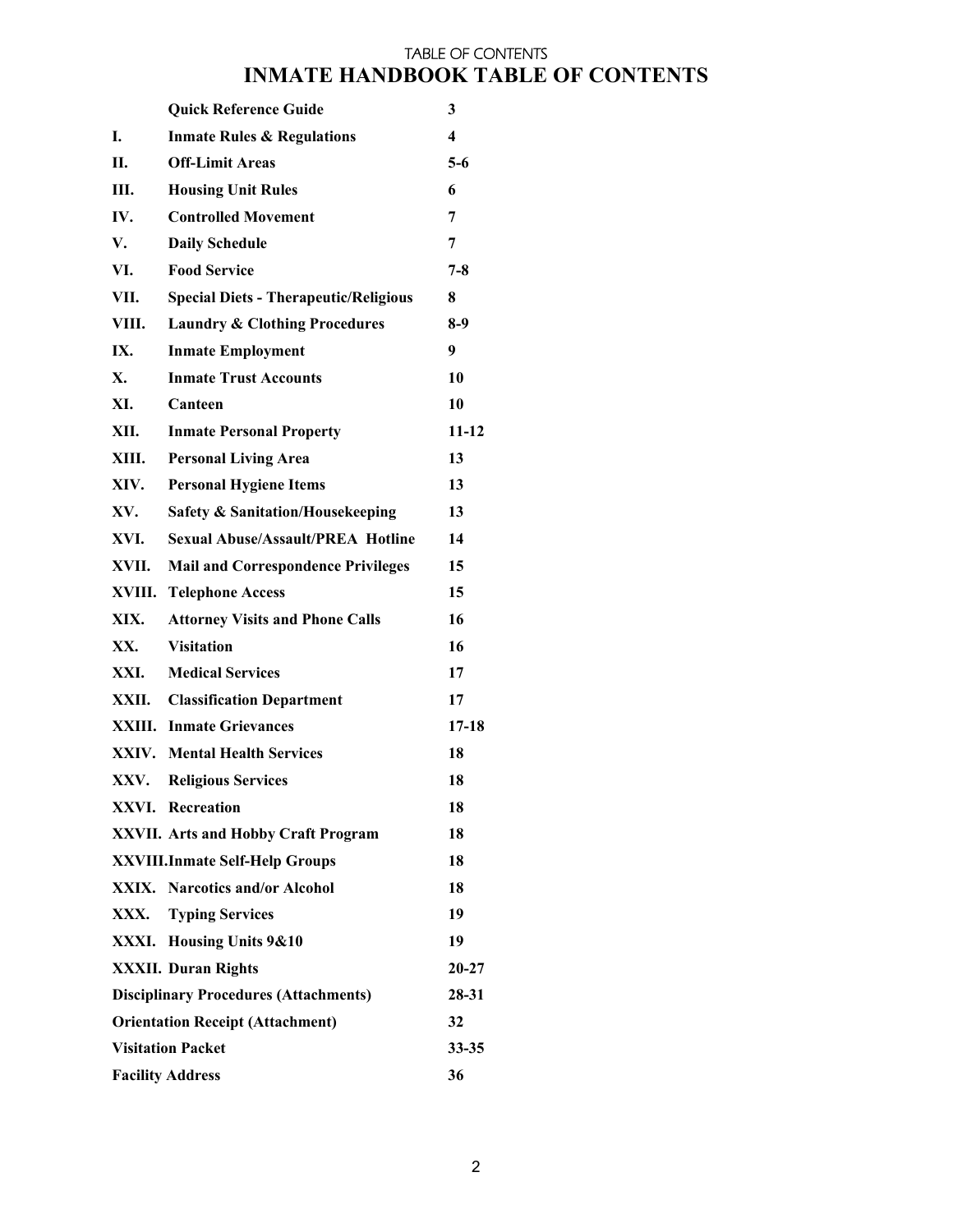# INMATE HANDBOOK TABLE OF CONTENTS

| | | |
|---|---|---|
| | **Quick Reference Guide** | **3** |
| **I.** | **Inmate Rules & Regulations** | **4** |
| **II.** | **Off-Limit Areas** | **5-6** |
| **III.** | **Housing Unit Rules** | **6** |
| **IV.** | **Controlled Movement** | **7** |
| **V.** | **Daily Schedule** | **7** |
| **VI.** | **Food Service** | **7-8** |
| **VII.** | **Special Diets - Therapeutic/Religious** | **8** |
| **VIII.** | **Laundry & Clothing Procedures** | **8-9** |
| **IX.** | **Inmate Employment** | **9** |
| **X.** | **Inmate Trust Accounts** | **10** |
| **XI.** | **Canteen** | **10** |
| **XII.** | **Inmate Personal Property** | **11-12** |
| **XIII.** | **Personal Living Area** | **13** |
| **XIV.** | **Personal Hygiene Items** | **13** |
| **XV.** | **Safety & Sanitation/Housekeeping** | **13** |
| **XVI.** | **Sexual Abuse/Assault/PREA Hotline** | **14** |
| **XVII.** | **Mail and Correspondence Privileges** | **15** |
| **XVIII.** | **Telephone Access** | **15** |
| **XIX.** | **Attorney Visits and Phone Calls** | **16** |
| **XX.** | **Visitation** | **16** |
| **XXI.** | **Medical Services** | **17** |
| **XXII.** | **Classification Department** | **17** |
| **XXIII.** | **Inmate Grievances** | **17-18** |
| **XXIV.** | **Mental Health Services** | **18** |
| **XXV.** | **Religious Services** | **18** |
| **XXVI.** | **Recreation** | **18** |
| **XXVII.** | **Arts and Hobby Craft Program** | **18** |
| **XXVIII.** | **Inmate Self-Help Groups** | **18** |
| **XXIX.** | **Narcotics and/or Alcohol** | **18** |
| **XXX.** | **Typing Services** | **19** |
| **XXXI.** | **Housing Units 9&10** | **19** |
| **XXXII.** | **Duran Rights** | **20-27** |
| | **Disciplinary Procedures (Attachments)** | **28-31** |
| | **Orientation Receipt (Attachment)** | **32** |
| | **Visitation Packet** | **33-35** |
| | **Facility Address** | **36** |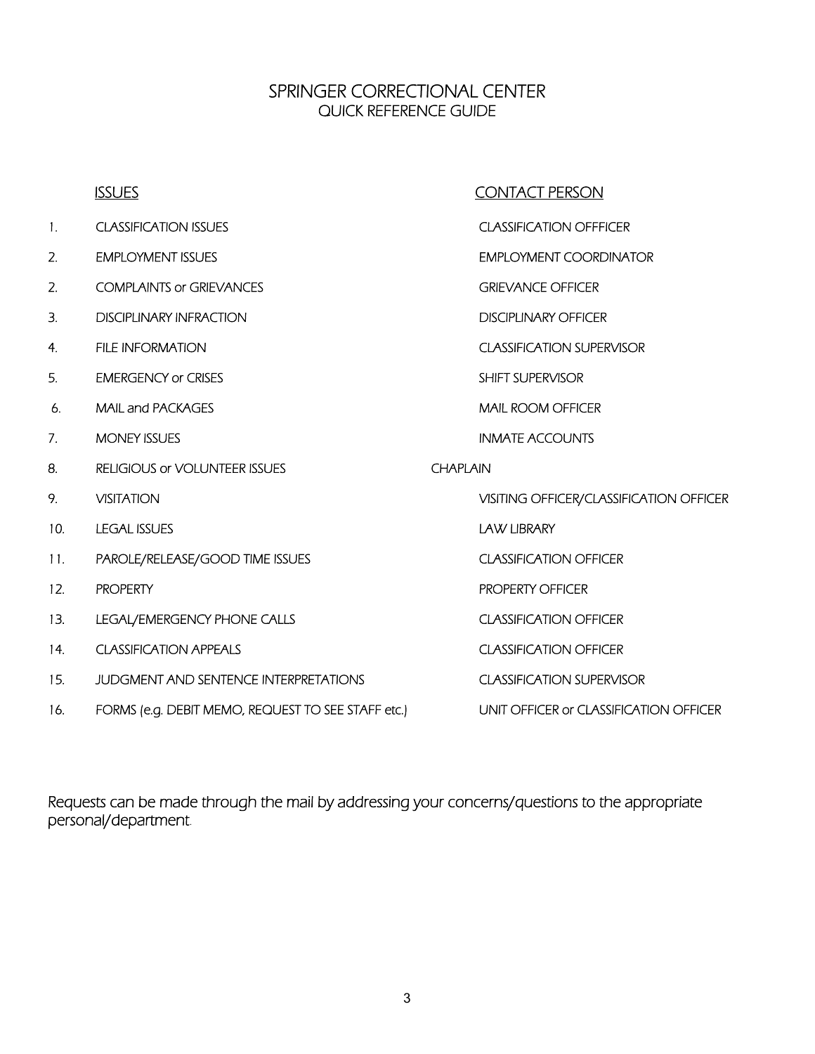# SPRINGER CORRECTIONAL CENTER

## QUICK REFERENCE GUIDE

| | ISSUES | CONTACT PERSON |
|---|---|---|
| 1. | CLASSIFICATION ISSUES | CLASSIFICATION OFFFICER |
| 2. | EMPLOYMENT ISSUES | EMPLOYMENT COORDINATOR |
| 2. | COMPLAINTS or GRIEVANCES | GRIEVANCE OFFICER |
| 3. | DISCIPLINARY INFRACTION | DISCIPLINARY OFFICER |
| 4. | FILE INFORMATION | CLASSIFICATION SUPERVISOR |
| 5. | EMERGENCY or CRISES | SHIFT SUPERVISOR |
| 6. | MAIL and PACKAGES | MAIL ROOM OFFICER |
| 7. | MONEY ISSUES | INMATE ACCOUNTS |
| 8. | RELIGIOUS or VOLUNTEER ISSUES | CHAPLAIN |
| 9. | VISITATION | VISITING OFFICER/CLASSIFICATION OFFICER |
| 10. | LEGAL ISSUES | LAW LIBRARY |
| 11. | PAROLE/RELEASE/GOOD TIME ISSUES | CLASSIFICATION OFFICER |
| 12. | PROPERTY | PROPERTY OFFICER |
| 13. | LEGAL/EMERGENCY PHONE CALLS | CLASSIFICATION OFFICER |
| 14. | CLASSIFICATION APPEALS | CLASSIFICATION OFFICER |
| 15. | JUDGMENT AND SENTENCE INTERPRETATIONS | CLASSIFICATION SUPERVISOR |
| 16. | FORMS (e.g. DEBIT MEMO, REQUEST TO SEE STAFF etc.) | UNIT OFFICER or CLASSIFICATION OFFICER |

Requests can be made through the mail by addressing your concerns/questions to the appropriate personal/department.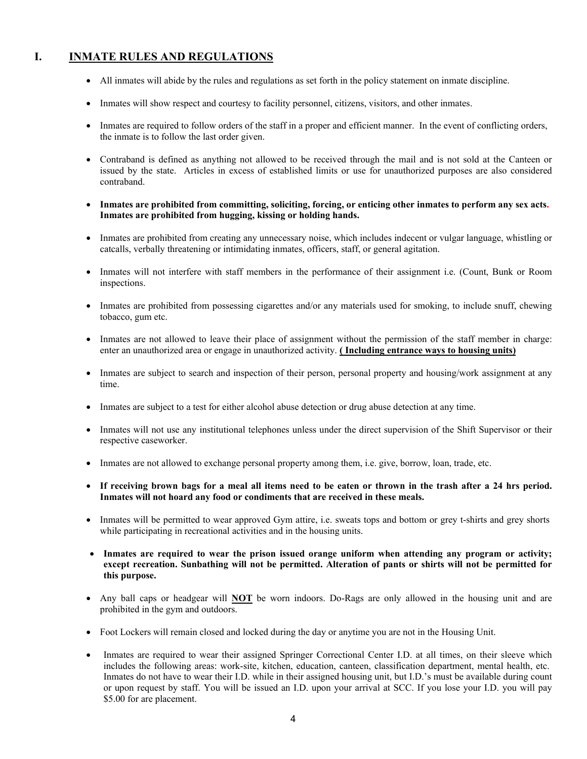## I. INMATE RULES AND REGULATIONS

- All inmates will abide by the rules and regulations as set forth in the policy statement on inmate discipline.
- Inmates will show respect and courtesy to facility personnel, citizens, visitors, and other inmates.
- Inmates are required to follow orders of the staff in a proper and efficient manner. In the event of conflicting orders, the inmate is to follow the last order given.
- Contraband is defined as anything not allowed to be received through the mail and is not sold at the Canteen or issued by the state. Articles in excess of established limits or use for unauthorized purposes are also considered contraband.
- **Inmates are prohibited from committing, soliciting, forcing, or enticing other inmates to perform any sex acts. Inmates are prohibited from hugging, kissing or holding hands.**
- Inmates are prohibited from creating any unnecessary noise, which includes indecent or vulgar language, whistling or catcalls, verbally threatening or intimidating inmates, officers, staff, or general agitation.
- Inmates will not interfere with staff members in the performance of their assignment i.e. (Count, Bunk or Room inspections.
- Inmates are prohibited from possessing cigarettes and/or any materials used for smoking, to include snuff, chewing tobacco, gum etc.
- Inmates are not allowed to leave their place of assignment without the permission of the staff member in charge: enter an unauthorized area or engage in unauthorized activity. **( Including entrance ways to housing units)**
- Inmates are subject to search and inspection of their person, personal property and housing/work assignment at any time.
- Inmates are subject to a test for either alcohol abuse detection or drug abuse detection at any time.
- Inmates will not use any institutional telephones unless under the direct supervision of the Shift Supervisor or their respective caseworker.
- Inmates are not allowed to exchange personal property among them, i.e. give, borrow, loan, trade, etc.
- **If receiving brown bags for a meal all items need to be eaten or thrown in the trash after a 24 hrs period. Inmates will not hoard any food or condiments that are received in these meals.**
- Inmates will be permitted to wear approved Gym attire, i.e. sweats tops and bottom or grey t-shirts and grey shorts while participating in recreational activities and in the housing units.
- **Inmates are required to wear the prison issued orange uniform when attending any program or activity; except recreation. Sunbathing will not be permitted. Alteration of pants or shirts will not be permitted for this purpose.**
- Any ball caps or headgear will **NOT** be worn indoors. Do-Rags are only allowed in the housing unit and are prohibited in the gym and outdoors.
- Foot Lockers will remain closed and locked during the day or anytime you are not in the Housing Unit.
- Inmates are required to wear their assigned Springer Correctional Center I.D. at all times, on their sleeve which includes the following areas: work-site, kitchen, education, canteen, classification department, mental health, etc. Inmates do not have to wear their I.D. while in their assigned housing unit, but I.D.'s must be available during count or upon request by staff. You will be issued an I.D. upon your arrival at SCC. If you lose your I.D. you will pay $5.00 for are placement.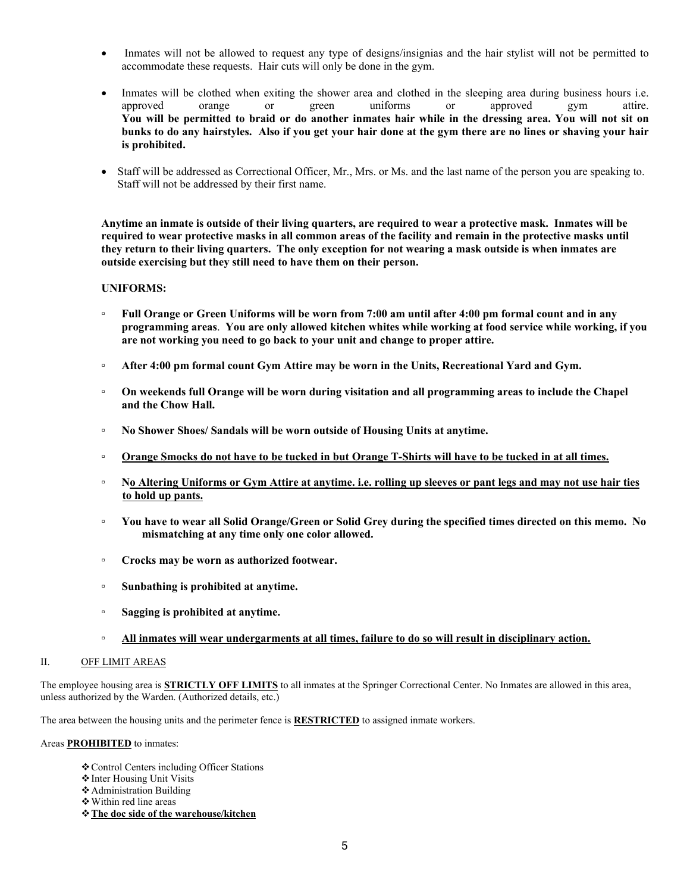- Inmates will not be allowed to request any type of designs/insignias and the hair stylist will not be permitted to accommodate these requests. Hair cuts will only be done in the gym.

- Inmates will be clothed when exiting the shower area and clothed in the sleeping area during business hours i.e. approved orange or green uniforms or approved gym attire. **You will be permitted to braid or do another inmates hair while in the dressing area. You will not sit on bunks to do any hairstyles. Also if you get your hair done at the gym there are no lines or shaving your hair is prohibited.**

- Staff will be addressed as Correctional Officer, Mr., Mrs. or Ms. and the last name of the person you are speaking to. Staff will not be addressed by their first name.

**Anytime an inmate is outside of their living quarters, are required to wear a protective mask. Inmates will be required to wear protective masks in all common areas of the facility and remain in the protective masks until they return to their living quarters. The only exception for not wearing a mask outside is when inmates are outside exercising but they still need to have them on their person.**

**UNIFORMS:**

- **Full Orange or Green Uniforms will be worn from 7:00 am until after 4:00 pm formal count and in any programming areas**. **You are only allowed kitchen whites while working at food service while working, if you are not working you need to go back to your unit and change to proper attire.**

- **After 4:00 pm formal count Gym Attire may be worn in the Units, Recreational Yard and Gym.**

- **On weekends full Orange will be worn during visitation and all programming areas to include the Chapel and the Chow Hall.**

- **No Shower Shoes/ Sandals will be worn outside of Housing Units at anytime.**

- <u>**Orange Smocks do not have to be tucked in but Orange T-Shirts will have to be tucked in at all times.**</u>

- **N<u>o Altering Uniforms or Gym Attire at anytime. i.e. rolling up sleeves or pant legs and may not use hair ties to hold up pants.</u>**

- **You have to wear all Solid Orange/Green or Solid Grey during the specified times directed on this memo. No mismatching at any time only one color allowed.**

- **Crocks may be worn as authorized footwear.**

- **Sunbathing is prohibited at anytime.**

- **Sagging is prohibited at anytime.**

- <u>**All inmates will wear undergarments at all times, failure to do so will result in disciplinary action.**</u>

## II. <u>OFF LIMIT AREAS</u>

The employee housing area is <u>**STRICTLY OFF LIMITS**</u> to all inmates at the Springer Correctional Center. No Inmates are allowed in this area, unless authorized by the Warden. (Authorized details, etc.)

The area between the housing units and the perimeter fence is <u>**RESTRICTED**</u> to assigned inmate workers.

Areas <u>**PROHIBITED**</u> to inmates:

- Control Centers including Officer Stations
- Inter Housing Unit Visits
- Administration Building
- Within red line areas
- <u>**The doc side of the warehouse/kitchen**</u>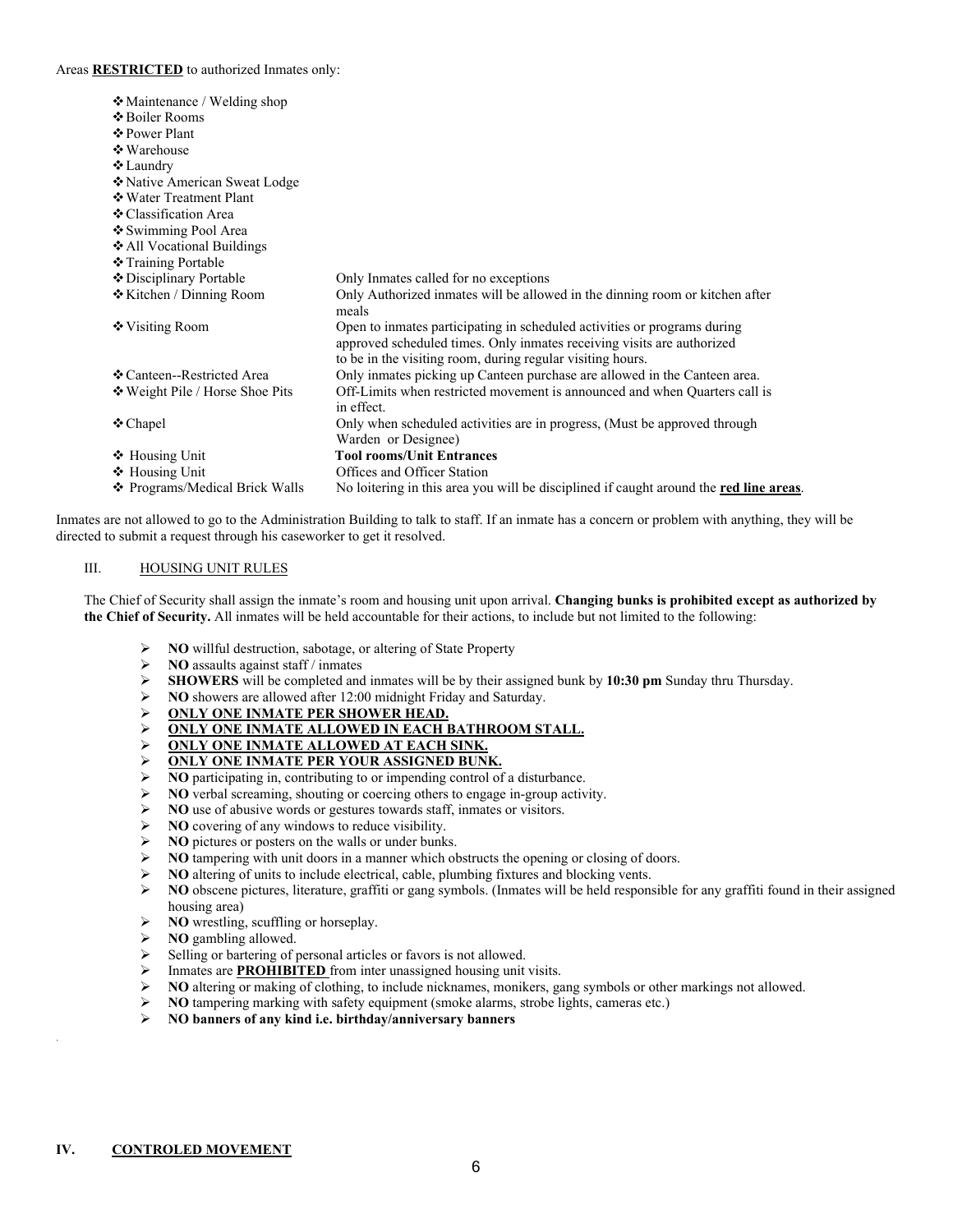Areas **RESTRICTED** to authorized Inmates only:

| Area | Notes |
|---|---|
| ❖ Maintenance / Welding shop | |
| ❖ Boiler Rooms | |
| ❖ Power Plant | |
| ❖ Warehouse | |
| ❖ Laundry | |
| ❖ Native American Sweat Lodge | |
| ❖ Water Treatment Plant | |
| ❖ Classification Area | |
| ❖ Swimming Pool Area | |
| ❖ All Vocational Buildings | |
| ❖ Training Portable | |
| ❖ Disciplinary Portable | Only Inmates called for no exceptions |
| ❖ Kitchen / Dinning Room | Only Authorized inmates will be allowed in the dinning room or kitchen after meals |
| ❖ Visiting Room | Open to inmates participating in scheduled activities or programs during approved scheduled times. Only inmates receiving visits are authorized to be in the visiting room, during regular visiting hours. |
| ❖ Canteen--Restricted Area | Only inmates picking up Canteen purchase are allowed in the Canteen area. |
| ❖ Weight Pile / Horse Shoe Pits | Off-Limits when restricted movement is announced and when Quarters call is in effect. |
| ❖ Chapel | Only when scheduled activities are in progress, (Must be approved through Warden or Designee) |
| ❖ Housing Unit | **Tool rooms/Unit Entrances** |
| ❖ Housing Unit | Offices and Officer Station |
| ❖ Programs/Medical Brick Walls | No loitering in this area you will be disciplined if caught around the **red line areas**. |

Inmates are not allowed to go to the Administration Building to talk to staff. If an inmate has a concern or problem with anything, they will be directed to submit a request through his caseworker to get it resolved.

## III. HOUSING UNIT RULES

The Chief of Security shall assign the inmate's room and housing unit upon arrival. **Changing bunks is prohibited except as authorized by the Chief of Security.** All inmates will be held accountable for their actions, to include but not limited to the following:

- **NO** willful destruction, sabotage, or altering of State Property
- **NO** assaults against staff / inmates
- **SHOWERS** will be completed and inmates will be by their assigned bunk by **10:30 pm** Sunday thru Thursday.
- **NO** showers are allowed after 12:00 midnight Friday and Saturday.
- **ONLY ONE INMATE PER SHOWER HEAD.**
- **ONLY ONE INMATE ALLOWED IN EACH BATHROOM STALL.**
- **ONLY ONE INMATE ALLOWED AT EACH SINK.**
- **ONLY ONE INMATE PER YOUR ASSIGNED BUNK.**
- **NO** participating in, contributing to or impending control of a disturbance.
- **NO** verbal screaming, shouting or coercing others to engage in-group activity.
- **NO** use of abusive words or gestures towards staff, inmates or visitors.
- **NO** covering of any windows to reduce visibility.
- **NO** pictures or posters on the walls or under bunks.
- **NO** tampering with unit doors in a manner which obstructs the opening or closing of doors.
- **NO** altering of units to include electrical, cable, plumbing fixtures and blocking vents.
- **NO** obscene pictures, literature, graffiti or gang symbols. (Inmates will be held responsible for any graffiti found in their assigned housing area)
- **NO** wrestling, scuffling or horseplay.
- **NO** gambling allowed.
- Selling or bartering of personal articles or favors is not allowed.
- Inmates are **PROHIBITED** from inter unassigned housing unit visits.
- **NO** altering or making of clothing, to include nicknames, monikers, gang symbols or other markings not allowed.
- **NO** tampering marking with safety equipment (smoke alarms, strobe lights, cameras etc.)
- **NO banners of any kind i.e. birthday/anniversary banners**

## IV. CONTROLED MOVEMENT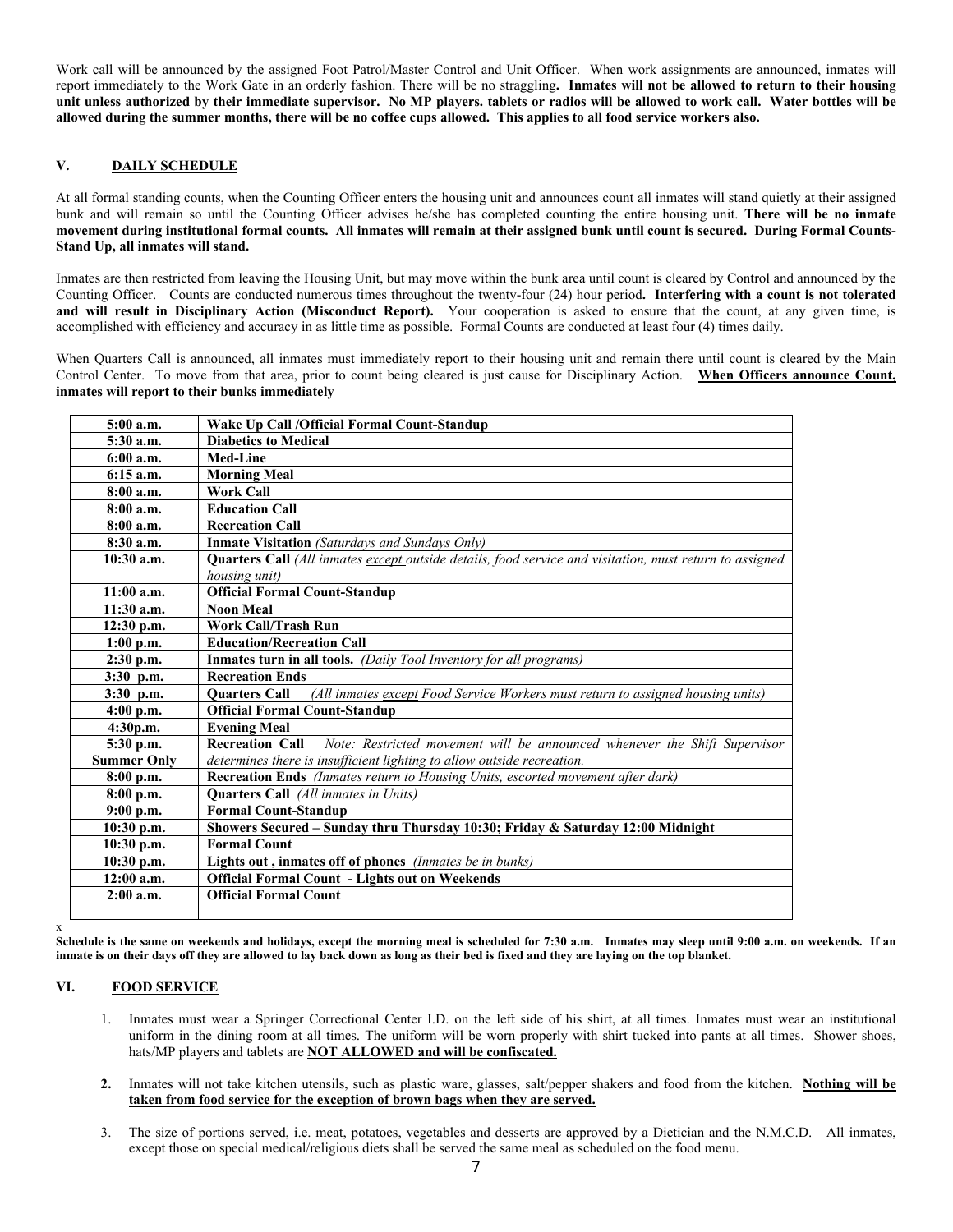Work call will be announced by the assigned Foot Patrol/Master Control and Unit Officer. When work assignments are announced, inmates will report immediately to the Work Gate in an orderly fashion. There will be no straggling**. Inmates will not be allowed to return to their housing unit unless authorized by their immediate supervisor. No MP players. tablets or radios will be allowed to work call. Water bottles will be allowed during the summer months, there will be no coffee cups allowed. This applies to all food service workers also.**

## V. DAILY SCHEDULE

At all formal standing counts, when the Counting Officer enters the housing unit and announces count all inmates will stand quietly at their assigned bunk and will remain so until the Counting Officer advises he/she has completed counting the entire housing unit. **There will be no inmate movement during institutional formal counts. All inmates will remain at their assigned bunk until count is secured. During Formal Counts-Stand Up, all inmates will stand.**

Inmates are then restricted from leaving the Housing Unit, but may move within the bunk area until count is cleared by Control and announced by the Counting Officer. Counts are conducted numerous times throughout the twenty-four (24) hour period**. Interfering with a count is not tolerated and will result in Disciplinary Action (Misconduct Report).** Your cooperation is asked to ensure that the count, at any given time, is accomplished with efficiency and accuracy in as little time as possible. Formal Counts are conducted at least four (4) times daily.

When Quarters Call is announced, all inmates must immediately report to their housing unit and remain there until count is cleared by the Main Control Center. To move from that area, prior to count being cleared is just cause for Disciplinary Action. **When Officers announce Count, inmates will report to their bunks immediately**

| | |
|---|---|
| **5:00 a.m.** | **Wake Up Call /Official Formal Count-Standup** |
| **5:30 a.m.** | **Diabetics to Medical** |
| **6:00 a.m.** | **Med-Line** |
| **6:15 a.m.** | **Morning Meal** |
| **8:00 a.m.** | **Work Call** |
| **8:00 a.m.** | **Education Call** |
| **8:00 a.m.** | **Recreation Call** |
| **8:30 a.m.** | **Inmate Visitation** *(Saturdays and Sundays Only)* |
| **10:30 a.m.** | **Quarters Call** *(All inmates except outside details, food service and visitation, must return to assigned housing unit)* |
| **11:00 a.m.** | **Official Formal Count-Standup** |
| **11:30 a.m.** | **Noon Meal** |
| **12:30 p.m.** | **Work Call/Trash Run** |
| **1:00 p.m.** | **Education/Recreation Call** |
| **2:30 p.m.** | **Inmates turn in all tools.** *(Daily Tool Inventory for all programs)* |
| **3:30 p.m.** | **Recreation Ends** |
| **3:30 p.m.** | **Quarters Call** *(All inmates except Food Service Workers must return to assigned housing units)* |
| **4:00 p.m.** | **Official Formal Count-Standup** |
| **4:30p.m.** | **Evening Meal** |
| **5:30 p.m. Summer Only** | **Recreation Call** *Note: Restricted movement will be announced whenever the Shift Supervisor determines there is insufficient lighting to allow outside recreation.* |
| **8:00 p.m.** | **Recreation Ends** *(Inmates return to Housing Units, escorted movement after dark)* |
| **8:00 p.m.** | **Quarters Call** *(All inmates in Units)* |
| **9:00 p.m.** | **Formal Count-Standup** |
| **10:30 p.m.** | **Showers Secured – Sunday thru Thursday 10:30; Friday & Saturday 12:00 Midnight** |
| **10:30 p.m.** | **Formal Count** |
| **10:30 p.m.** | **Lights out , inmates off of phones** *(Inmates be in bunks)* |
| **12:00 a.m.** | **Official Formal Count - Lights out on Weekends** |
| **2:00 a.m.** | **Official Formal Count** |

x

**Schedule is the same on weekends and holidays, except the morning meal is scheduled for 7:30 a.m. Inmates may sleep until 9:00 a.m. on weekends. If an inmate is on their days off they are allowed to lay back down as long as their bed is fixed and they are laying on the top blanket.**

## VI. FOOD SERVICE

1. Inmates must wear a Springer Correctional Center I.D. on the left side of his shirt, at all times. Inmates must wear an institutional uniform in the dining room at all times. The uniform will be worn properly with shirt tucked into pants at all times. Shower shoes, hats/MP players and tablets are **NOT ALLOWED and will be confiscated.**

2. Inmates will not take kitchen utensils, such as plastic ware, glasses, salt/pepper shakers and food from the kitchen. **Nothing will be taken from food service for the exception of brown bags when they are served.**

3. The size of portions served, i.e. meat, potatoes, vegetables and desserts are approved by a Dietician and the N.M.C.D. All inmates, except those on special medical/religious diets shall be served the same meal as scheduled on the food menu.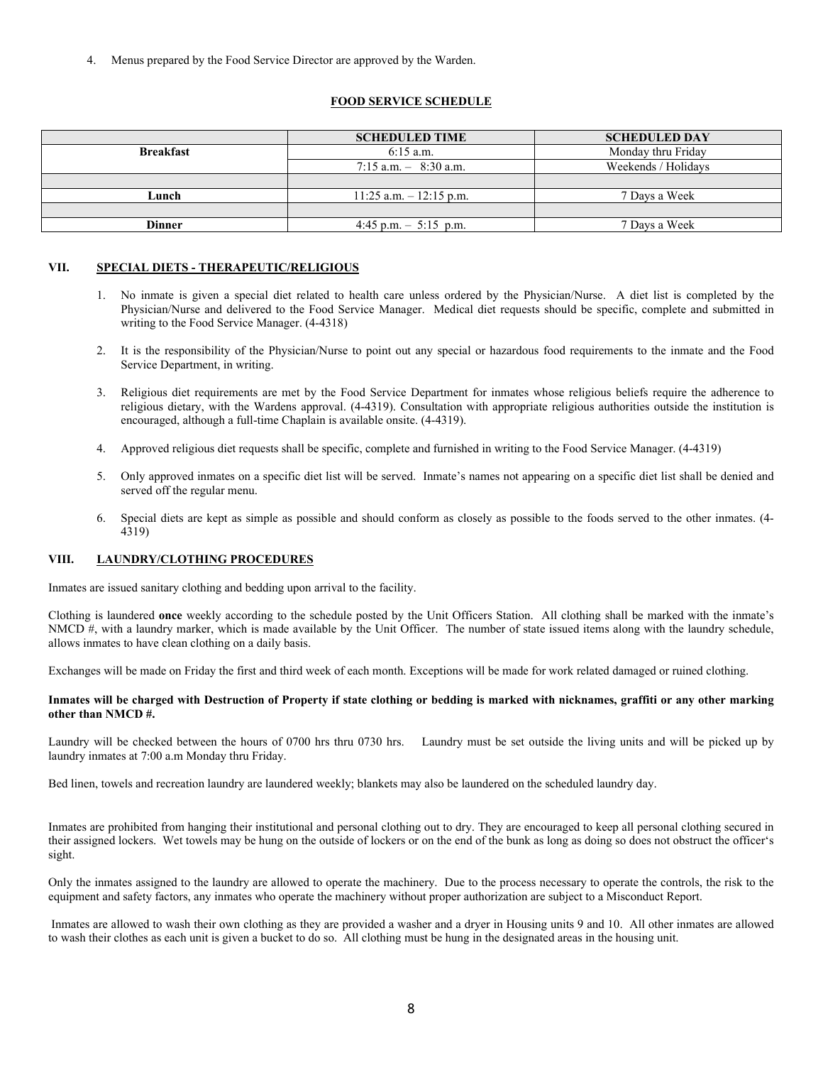4. Menus prepared by the Food Service Director are approved by the Warden.

**FOOD SERVICE SCHEDULE**

| | SCHEDULED TIME | SCHEDULED DAY |
|---|---|---|
| **Breakfast** | 6:15 a.m. | Monday thru Friday |
| | 7:15 a.m. – 8:30 a.m. | Weekends / Holidays |
| | | |
| **Lunch** | 11:25 a.m. – 12:15 p.m. | 7 Days a Week |
| | | |
| **Dinner** | 4:45 p.m. – 5:15 p.m. | 7 Days a Week |

## VII. SPECIAL DIETS - THERAPEUTIC/RELIGIOUS

1. No inmate is given a special diet related to health care unless ordered by the Physician/Nurse. A diet list is completed by the Physician/Nurse and delivered to the Food Service Manager. Medical diet requests should be specific, complete and submitted in writing to the Food Service Manager. (4-4318)

2. It is the responsibility of the Physician/Nurse to point out any special or hazardous food requirements to the inmate and the Food Service Department, in writing.

3. Religious diet requirements are met by the Food Service Department for inmates whose religious beliefs require the adherence to religious dietary, with the Wardens approval. (4-4319). Consultation with appropriate religious authorities outside the institution is encouraged, although a full-time Chaplain is available onsite. (4-4319).

4. Approved religious diet requests shall be specific, complete and furnished in writing to the Food Service Manager. (4-4319)

5. Only approved inmates on a specific diet list will be served. Inmate's names not appearing on a specific diet list shall be denied and served off the regular menu.

6. Special diets are kept as simple as possible and should conform as closely as possible to the foods served to the other inmates. (4-4319)

## VIII. LAUNDRY/CLOTHING PROCEDURES

Inmates are issued sanitary clothing and bedding upon arrival to the facility.

Clothing is laundered **once** weekly according to the schedule posted by the Unit Officers Station. All clothing shall be marked with the inmate's NMCD #, with a laundry marker, which is made available by the Unit Officer. The number of state issued items along with the laundry schedule, allows inmates to have clean clothing on a daily basis.

Exchanges will be made on Friday the first and third week of each month. Exceptions will be made for work related damaged or ruined clothing.

**Inmates will be charged with Destruction of Property if state clothing or bedding is marked with nicknames, graffiti or any other marking other than NMCD #.**

Laundry will be checked between the hours of 0700 hrs thru 0730 hrs. Laundry must be set outside the living units and will be picked up by laundry inmates at 7:00 a.m Monday thru Friday.

Bed linen, towels and recreation laundry are laundered weekly; blankets may also be laundered on the scheduled laundry day.

Inmates are prohibited from hanging their institutional and personal clothing out to dry. They are encouraged to keep all personal clothing secured in their assigned lockers. Wet towels may be hung on the outside of lockers or on the end of the bunk as long as doing so does not obstruct the officer's sight.

Only the inmates assigned to the laundry are allowed to operate the machinery. Due to the process necessary to operate the controls, the risk to the equipment and safety factors, any inmates who operate the machinery without proper authorization are subject to a Misconduct Report.

Inmates are allowed to wash their own clothing as they are provided a washer and a dryer in Housing units 9 and 10. All other inmates are allowed to wash their clothes as each unit is given a bucket to do so. All clothing must be hung in the designated areas in the housing unit.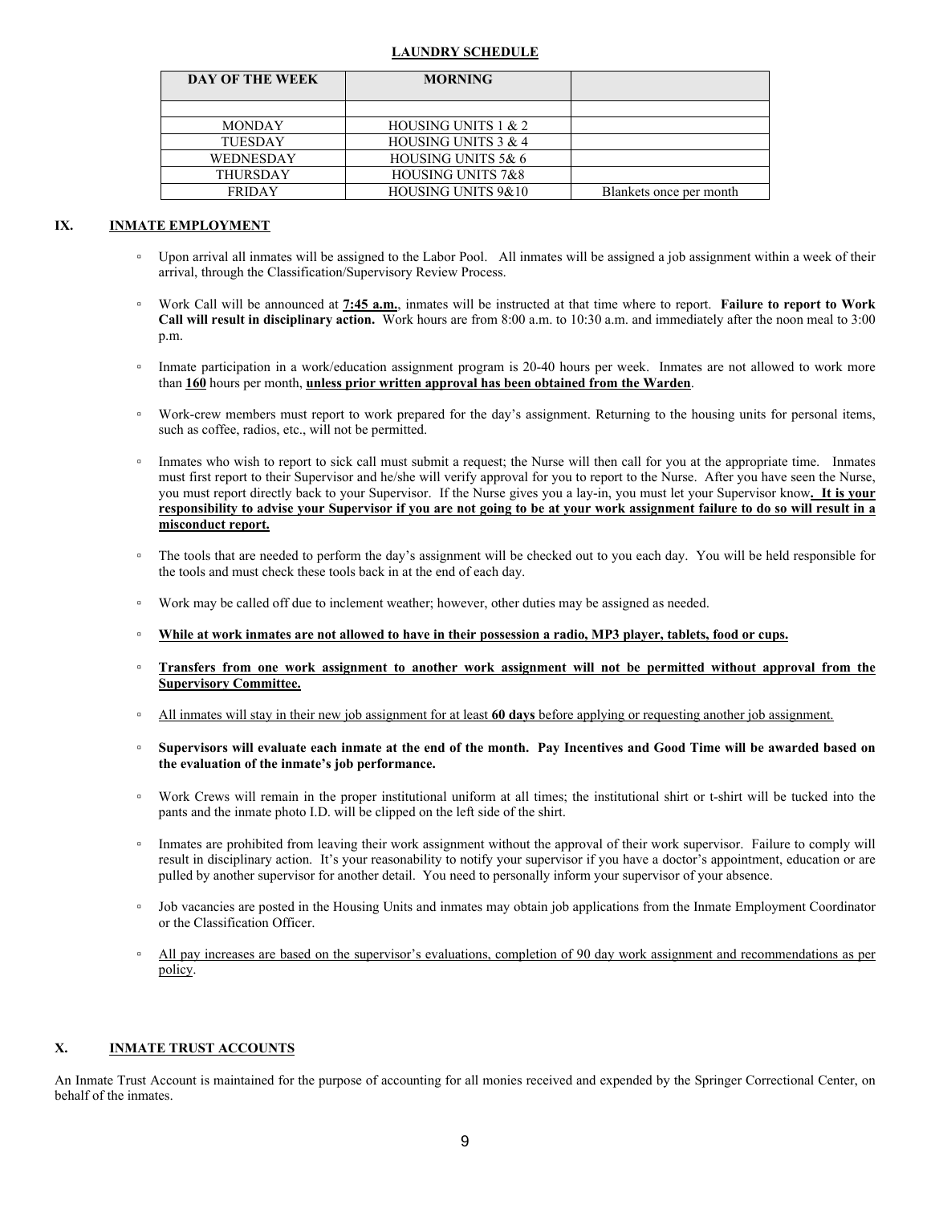**LAUNDRY SCHEDULE**

| DAY OF THE WEEK | MORNING | |
|---|---|---|
| | | |
| MONDAY | HOUSING UNITS 1 & 2 | |
| TUESDAY | HOUSING UNITS 3 & 4 | |
| WEDNESDAY | HOUSING UNITS 5& 6 | |
| THURSDAY | HOUSING UNITS 7&8 | |
| FRIDAY | HOUSING UNITS 9&10 | Blankets once per month |

## IX. INMATE EMPLOYMENT

- Upon arrival all inmates will be assigned to the Labor Pool. All inmates will be assigned a job assignment within a week of their arrival, through the Classification/Supervisory Review Process.
- Work Call will be announced at **7:45 a.m.**, inmates will be instructed at that time where to report. **Failure to report to Work Call will result in disciplinary action.** Work hours are from 8:00 a.m. to 10:30 a.m. and immediately after the noon meal to 3:00 p.m.
- Inmate participation in a work/education assignment program is 20-40 hours per week. Inmates are not allowed to work more than **160** hours per month, **unless prior written approval has been obtained from the Warden**.
- Work-crew members must report to work prepared for the day's assignment. Returning to the housing units for personal items, such as coffee, radios, etc., will not be permitted.
- Inmates who wish to report to sick call must submit a request; the Nurse will then call for you at the appropriate time. Inmates must first report to their Supervisor and he/she will verify approval for you to report to the Nurse. After you have seen the Nurse, you must report directly back to your Supervisor. If the Nurse gives you a lay-in, you must let your Supervisor know**. It is your responsibility to advise your Supervisor if you are not going to be at your work assignment failure to do so will result in a misconduct report.**
- The tools that are needed to perform the day's assignment will be checked out to you each day. You will be held responsible for the tools and must check these tools back in at the end of each day.
- Work may be called off due to inclement weather; however, other duties may be assigned as needed.
- **While at work inmates are not allowed to have in their possession a radio, MP3 player, tablets, food or cups.**
- **Transfers from one work assignment to another work assignment will not be permitted without approval from the Supervisory Committee.**
- All inmates will stay in their new job assignment for at least **60 days** before applying or requesting another job assignment.
- **Supervisors will evaluate each inmate at the end of the month. Pay Incentives and Good Time will be awarded based on the evaluation of the inmate's job performance.**
- Work Crews will remain in the proper institutional uniform at all times; the institutional shirt or t-shirt will be tucked into the pants and the inmate photo I.D. will be clipped on the left side of the shirt.
- Inmates are prohibited from leaving their work assignment without the approval of their work supervisor. Failure to comply will result in disciplinary action. It's your reasonability to notify your supervisor if you have a doctor's appointment, education or are pulled by another supervisor for another detail. You need to personally inform your supervisor of your absence.
- Job vacancies are posted in the Housing Units and inmates may obtain job applications from the Inmate Employment Coordinator or the Classification Officer.
- All pay increases are based on the supervisor's evaluations, completion of 90 day work assignment and recommendations as per policy.

## X. INMATE TRUST ACCOUNTS

An Inmate Trust Account is maintained for the purpose of accounting for all monies received and expended by the Springer Correctional Center, on behalf of the inmates.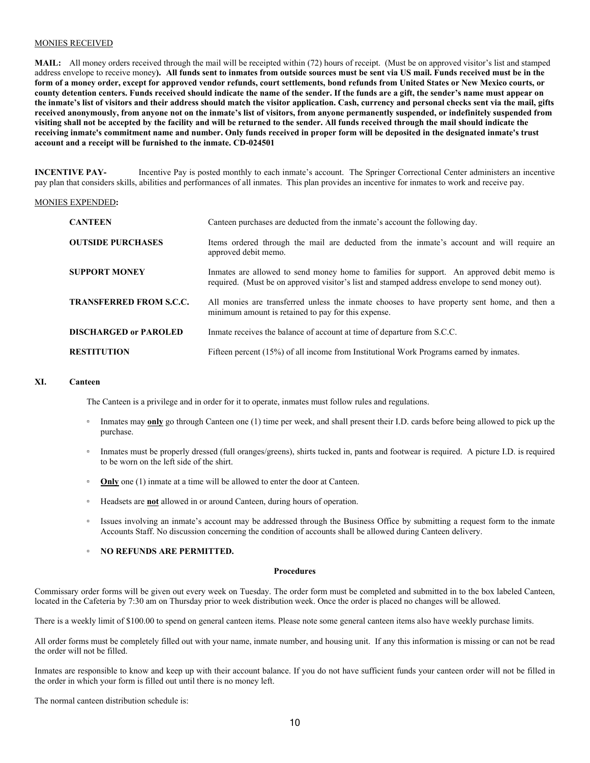MONIES RECEIVED

**MAIL:** All money orders received through the mail will be receipted within (72) hours of receipt. (Must be on approved visitor's list and stamped address envelope to receive money**). All funds sent to inmates from outside sources must be sent via US mail. Funds received must be in the form of a money order, except for approved vendor refunds, court settlements, bond refunds from United States or New Mexico courts, or county detention centers. Funds received should indicate the name of the sender. If the funds are a gift, the sender's name must appear on the inmate's list of visitors and their address should match the visitor application. Cash, currency and personal checks sent via the mail, gifts received anonymously, from anyone not on the inmate's list of visitors, from anyone permanently suspended, or indefinitely suspended from visiting shall not be accepted by the facility and will be returned to the sender. All funds received through the mail should indicate the receiving inmate's commitment name and number. Only funds received in proper form will be deposited in the designated inmate's trust account and a receipt will be furnished to the inmate. CD-024501**

**INCENTIVE PAY-** Incentive Pay is posted monthly to each inmate's account. The Springer Correctional Center administers an incentive pay plan that considers skills, abilities and performances of all inmates. This plan provides an incentive for inmates to work and receive pay.

MONIES EXPENDED**:**

| | |
|---|---|
| **CANTEEN** | Canteen purchases are deducted from the inmate's account the following day. |
| **OUTSIDE PURCHASES** | Items ordered through the mail are deducted from the inmate's account and will require an approved debit memo. |
| **SUPPORT MONEY** | Inmates are allowed to send money home to families for support. An approved debit memo is required. (Must be on approved visitor's list and stamped address envelope to send money out). |
| **TRANSFERRED FROM S.C.C.** | All monies are transferred unless the inmate chooses to have property sent home, and then a minimum amount is retained to pay for this expense. |
| **DISCHARGED or PAROLED** | Inmate receives the balance of account at time of departure from S.C.C. |
| **RESTITUTION** | Fifteen percent (15%) of all income from Institutional Work Programs earned by inmates. |

## XI. Canteen

The Canteen is a privilege and in order for it to operate, inmates must follow rules and regulations.

- Inmates may **only** go through Canteen one (1) time per week, and shall present their I.D. cards before being allowed to pick up the purchase.
- Inmates must be properly dressed (full oranges/greens), shirts tucked in, pants and footwear is required. A picture I.D. is required to be worn on the left side of the shirt.
- **Only** one (1) inmate at a time will be allowed to enter the door at Canteen.
- Headsets are **not** allowed in or around Canteen, during hours of operation.
- Issues involving an inmate's account may be addressed through the Business Office by submitting a request form to the inmate Accounts Staff. No discussion concerning the condition of accounts shall be allowed during Canteen delivery.
- **NO REFUNDS ARE PERMITTED.**

### Procedures

Commissary order forms will be given out every week on Tuesday. The order form must be completed and submitted in to the box labeled Canteen, located in the Cafeteria by 7:30 am on Thursday prior to week distribution week. Once the order is placed no changes will be allowed.

There is a weekly limit of $100.00 to spend on general canteen items. Please note some general canteen items also have weekly purchase limits.

All order forms must be completely filled out with your name, inmate number, and housing unit. If any this information is missing or can not be read the order will not be filled.

Inmates are responsible to know and keep up with their account balance. If you do not have sufficient funds your canteen order will not be filled in the order in which your form is filled out until there is no money left.

The normal canteen distribution schedule is: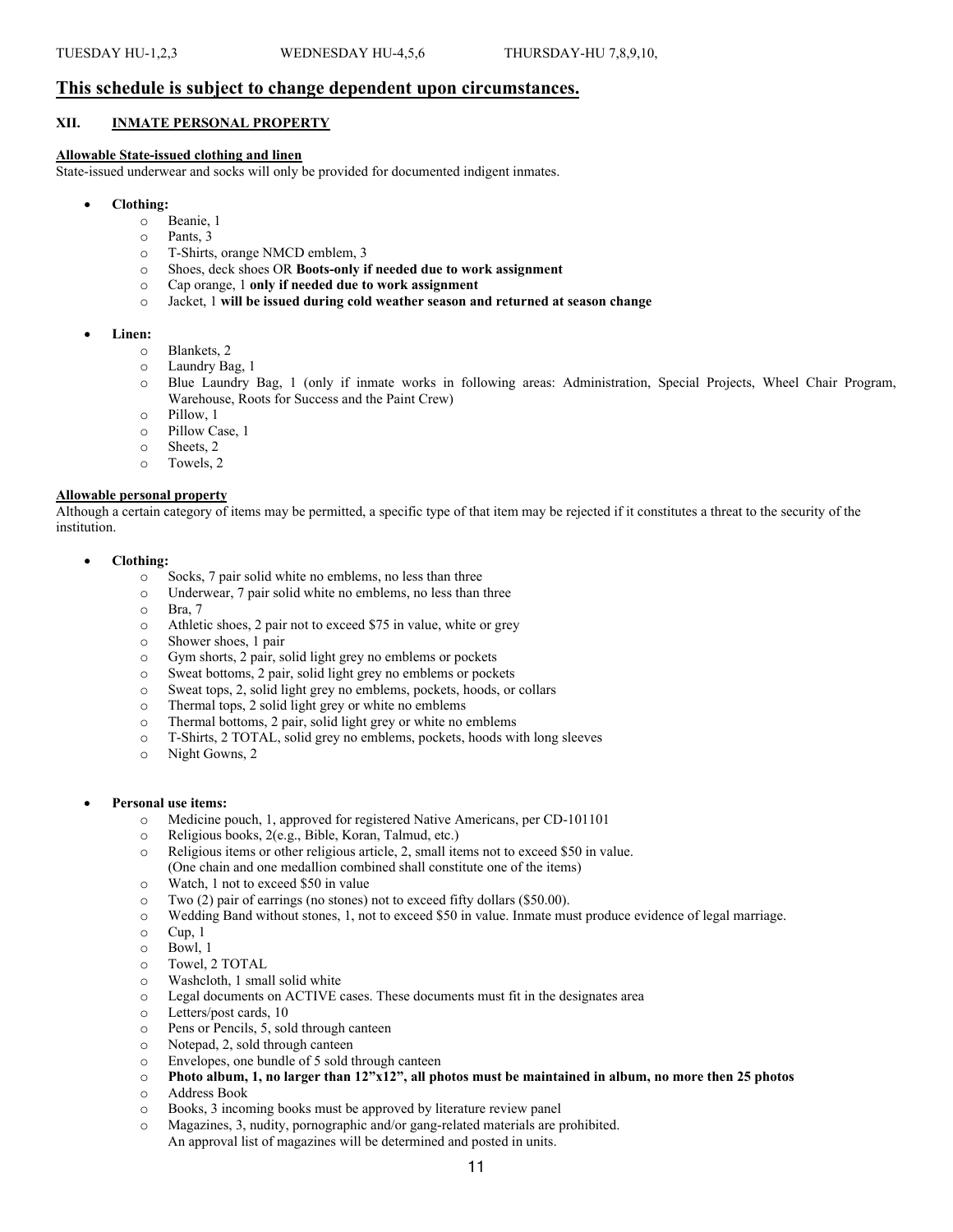TUESDAY HU-1,2,3 WEDNESDAY HU-4,5,6 THURSDAY-HU 7,8,9,10,

**<u>This schedule is subject to change dependent upon circumstances.</u>**

## XII. INMATE PERSONAL PROPERTY

**Allowable State-issued clothing and linen**

State-issued underwear and socks will only be provided for documented indigent inmates.

- **Clothing:**
  - Beanie, 1
  - Pants, 3
  - T-Shirts, orange NMCD emblem, 3
  - Shoes, deck shoes OR **Boots-only if needed due to work assignment**
  - Cap orange, 1 **only if needed due to work assignment**
  - Jacket, 1 **will be issued during cold weather season and returned at season change**

- **Linen:**
  - Blankets, 2
  - Laundry Bag, 1
  - Blue Laundry Bag, 1 (only if inmate works in following areas: Administration, Special Projects, Wheel Chair Program, Warehouse, Roots for Success and the Paint Crew)
  - Pillow, 1
  - Pillow Case, 1
  - Sheets, 2
  - Towels, 2

**Allowable personal property**

Although a certain category of items may be permitted, a specific type of that item may be rejected if it constitutes a threat to the security of the institution.

- **Clothing:**
  - Socks, 7 pair solid white no emblems, no less than three
  - Underwear, 7 pair solid white no emblems, no less than three
  - Bra, 7
  - Athletic shoes, 2 pair not to exceed $75 in value, white or grey
  - Shower shoes, 1 pair
  - Gym shorts, 2 pair, solid light grey no emblems or pockets
  - Sweat bottoms, 2 pair, solid light grey no emblems or pockets
  - Sweat tops, 2, solid light grey no emblems, pockets, hoods, or collars
  - Thermal tops, 2 solid light grey or white no emblems
  - Thermal bottoms, 2 pair, solid light grey or white no emblems
  - T-Shirts, 2 TOTAL, solid grey no emblems, pockets, hoods with long sleeves
  - Night Gowns, 2

- **Personal use items:**
  - Medicine pouch, 1, approved for registered Native Americans, per CD-101101
  - Religious books, 2(e.g., Bible, Koran, Talmud, etc.)
  - Religious items or other religious article, 2, small items not to exceed $50 in value. (One chain and one medallion combined shall constitute one of the items)
  - Watch, 1 not to exceed $50 in value
  - Two (2) pair of earrings (no stones) not to exceed fifty dollars ($50.00).
  - Wedding Band without stones, 1, not to exceed $50 in value. Inmate must produce evidence of legal marriage.
  - Cup, 1
  - Bowl, 1
  - Towel, 2 TOTAL
  - Washcloth, 1 small solid white
  - Legal documents on ACTIVE cases. These documents must fit in the designates area
  - Letters/post cards, 10
  - Pens or Pencils, 5, sold through canteen
  - Notepad, 2, sold through canteen
  - Envelopes, one bundle of 5 sold through canteen
  - **Photo album, 1, no larger than 12"x12", all photos must be maintained in album, no more then 25 photos**
  - Address Book
  - Books, 3 incoming books must be approved by literature review panel
  - Magazines, 3, nudity, pornographic and/or gang-related materials are prohibited. An approval list of magazines will be determined and posted in units.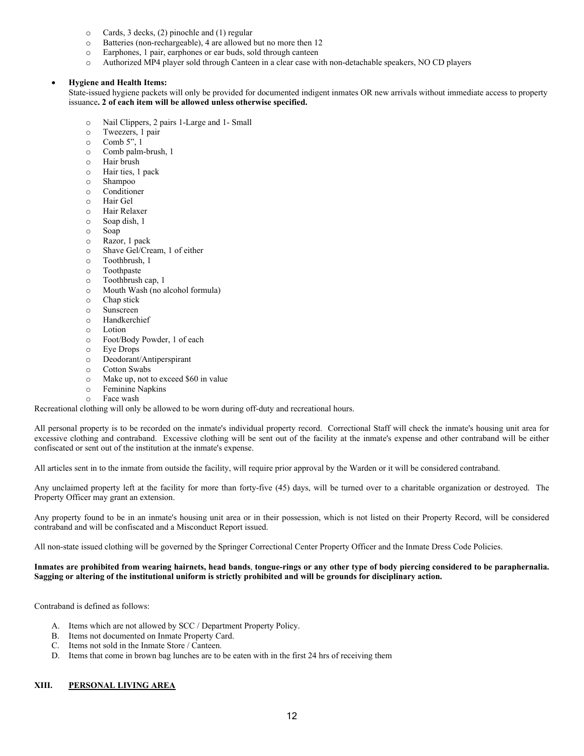- Cards, 3 decks, (2) pinochle and (1) regular
  - Batteries (non-rechargeable), 4 are allowed but no more then 12
  - Earphones, 1 pair, earphones or ear buds, sold through canteen
  - Authorized MP4 player sold through Canteen in a clear case with non-detachable speakers, NO CD players

- **Hygiene and Health Items:**
  State-issued hygiene packets will only be provided for documented indigent inmates OR new arrivals without immediate access to property issuance**. 2 of each item will be allowed unless otherwise specified.**

  - Nail Clippers, 2 pairs 1-Large and 1- Small
  - Tweezers, 1 pair
  - Comb 5", 1
  - Comb palm-brush, 1
  - Hair brush
  - Hair ties, 1 pack
  - Shampoo
  - Conditioner
  - Hair Gel
  - Hair Relaxer
  - Soap dish, 1
  - Soap
  - Razor, 1 pack
  - Shave Gel/Cream, 1 of either
  - Toothbrush, 1
  - Toothpaste
  - Toothbrush cap, 1
  - Mouth Wash (no alcohol formula)
  - Chap stick
  - Sunscreen
  - Handkerchief
  - Lotion
  - Foot/Body Powder, 1 of each
  - Eye Drops
  - Deodorant/Antiperspirant
  - Cotton Swabs
  - Make up, not to exceed $60 in value
  - Feminine Napkins
  - Face wash

Recreational clothing will only be allowed to be worn during off-duty and recreational hours.

All personal property is to be recorded on the inmate's individual property record. Correctional Staff will check the inmate's housing unit area for excessive clothing and contraband. Excessive clothing will be sent out of the facility at the inmate's expense and other contraband will be either confiscated or sent out of the institution at the inmate's expense.

All articles sent in to the inmate from outside the facility, will require prior approval by the Warden or it will be considered contraband.

Any unclaimed property left at the facility for more than forty-five (45) days, will be turned over to a charitable organization or destroyed. The Property Officer may grant an extension.

Any property found to be in an inmate's housing unit area or in their possession, which is not listed on their Property Record, will be considered contraband and will be confiscated and a Misconduct Report issued.

All non-state issued clothing will be governed by the Springer Correctional Center Property Officer and the Inmate Dress Code Policies.

**Inmates are prohibited from wearing hairnets, head bands, tongue-rings or any other type of body piercing considered to be paraphernalia. Sagging or altering of the institutional uniform is strictly prohibited and will be grounds for disciplinary action.**

Contraband is defined as follows:

A. Items which are not allowed by SCC / Department Property Policy.
B. Items not documented on Inmate Property Card.
C. Items not sold in the Inmate Store / Canteen.
D. Items that come in brown bag lunches are to be eaten with in the first 24 hrs of receiving them

## XIII. PERSONAL LIVING AREA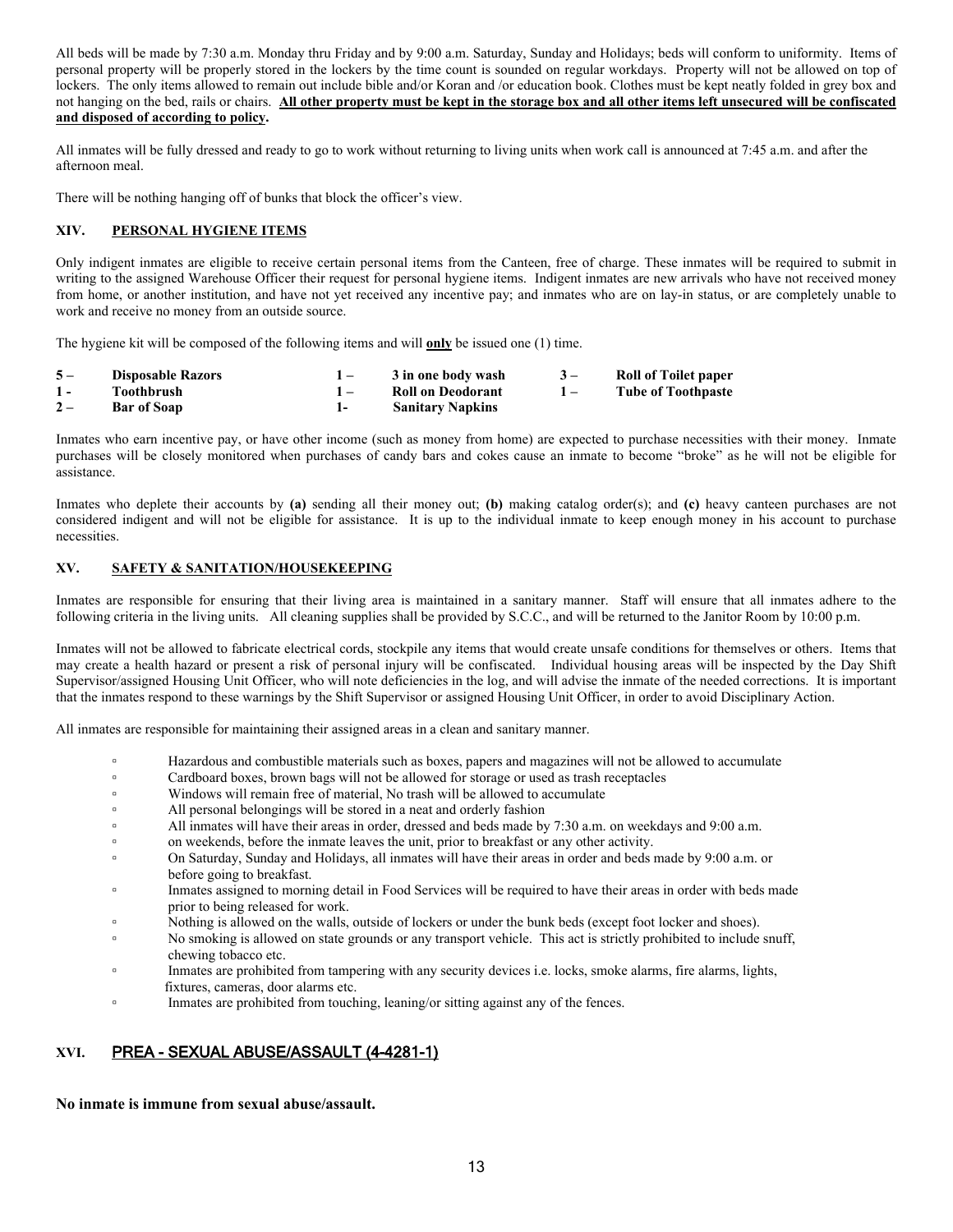All beds will be made by 7:30 a.m. Monday thru Friday and by 9:00 a.m. Saturday, Sunday and Holidays; beds will conform to uniformity. Items of personal property will be properly stored in the lockers by the time count is sounded on regular workdays. Property will not be allowed on top of lockers. The only items allowed to remain out include bible and/or Koran and /or education book. Clothes must be kept neatly folded in grey box and not hanging on the bed, rails or chairs. **All other property must be kept in the storage box and all other items left unsecured will be confiscated and disposed of according to policy.**

All inmates will be fully dressed and ready to go to work without returning to living units when work call is announced at 7:45 a.m. and after the afternoon meal.

There will be nothing hanging off of bunks that block the officer's view.

## XIV. PERSONAL HYGIENE ITEMS

Only indigent inmates are eligible to receive certain personal items from the Canteen, free of charge. These inmates will be required to submit in writing to the assigned Warehouse Officer their request for personal hygiene items. Indigent inmates are new arrivals who have not received money from home, or another institution, and have not yet received any incentive pay; and inmates who are on lay-in status, or are completely unable to work and receive no money from an outside source.

The hygiene kit will be composed of the following items and will **only** be issued one (1) time.

| | | | | | |
|---|---|---|---|---|---|
| 5 – | **Disposable Razors** | 1 – | **3 in one body wash** | 3 – | **Roll of Toilet paper** |
| 1 - | **Toothbrush** | 1 – | **Roll on Deodorant** | 1 – | **Tube of Toothpaste** |
| 2 – | **Bar of Soap** | 1- | **Sanitary Napkins** | | |

Inmates who earn incentive pay, or have other income (such as money from home) are expected to purchase necessities with their money. Inmate purchases will be closely monitored when purchases of candy bars and cokes cause an inmate to become "broke" as he will not be eligible for assistance.

Inmates who deplete their accounts by **(a)** sending all their money out; **(b)** making catalog order(s); and **(c)** heavy canteen purchases are not considered indigent and will not be eligible for assistance. It is up to the individual inmate to keep enough money in his account to purchase necessities.

## XV. SAFETY & SANITATION/HOUSEKEEPING

Inmates are responsible for ensuring that their living area is maintained in a sanitary manner. Staff will ensure that all inmates adhere to the following criteria in the living units. All cleaning supplies shall be provided by S.C.C., and will be returned to the Janitor Room by 10:00 p.m.

Inmates will not be allowed to fabricate electrical cords, stockpile any items that would create unsafe conditions for themselves or others. Items that may create a health hazard or present a risk of personal injury will be confiscated. Individual housing areas will be inspected by the Day Shift Supervisor/assigned Housing Unit Officer, who will note deficiencies in the log, and will advise the inmate of the needed corrections. It is important that the inmates respond to these warnings by the Shift Supervisor or assigned Housing Unit Officer, in order to avoid Disciplinary Action.

All inmates are responsible for maintaining their assigned areas in a clean and sanitary manner.

- Hazardous and combustible materials such as boxes, papers and magazines will not be allowed to accumulate
- Cardboard boxes, brown bags will not be allowed for storage or used as trash receptacles
- Windows will remain free of material, No trash will be allowed to accumulate
- All personal belongings will be stored in a neat and orderly fashion
- All inmates will have their areas in order, dressed and beds made by 7:30 a.m. on weekdays and 9:00 a.m.
- on weekends, before the inmate leaves the unit, prior to breakfast or any other activity.
- On Saturday, Sunday and Holidays, all inmates will have their areas in order and beds made by 9:00 a.m. or before going to breakfast.
- Inmates assigned to morning detail in Food Services will be required to have their areas in order with beds made prior to being released for work.
- Nothing is allowed on the walls, outside of lockers or under the bunk beds (except foot locker and shoes).
- No smoking is allowed on state grounds or any transport vehicle. This act is strictly prohibited to include snuff, chewing tobacco etc.
- Inmates are prohibited from tampering with any security devices i.e. locks, smoke alarms, fire alarms, lights, fixtures, cameras, door alarms etc.
- Inmates are prohibited from touching, leaning/or sitting against any of the fences.

## XVI. PREA - SEXUAL ABUSE/ASSAULT (4-4281-1)

**No inmate is immune from sexual abuse/assault.**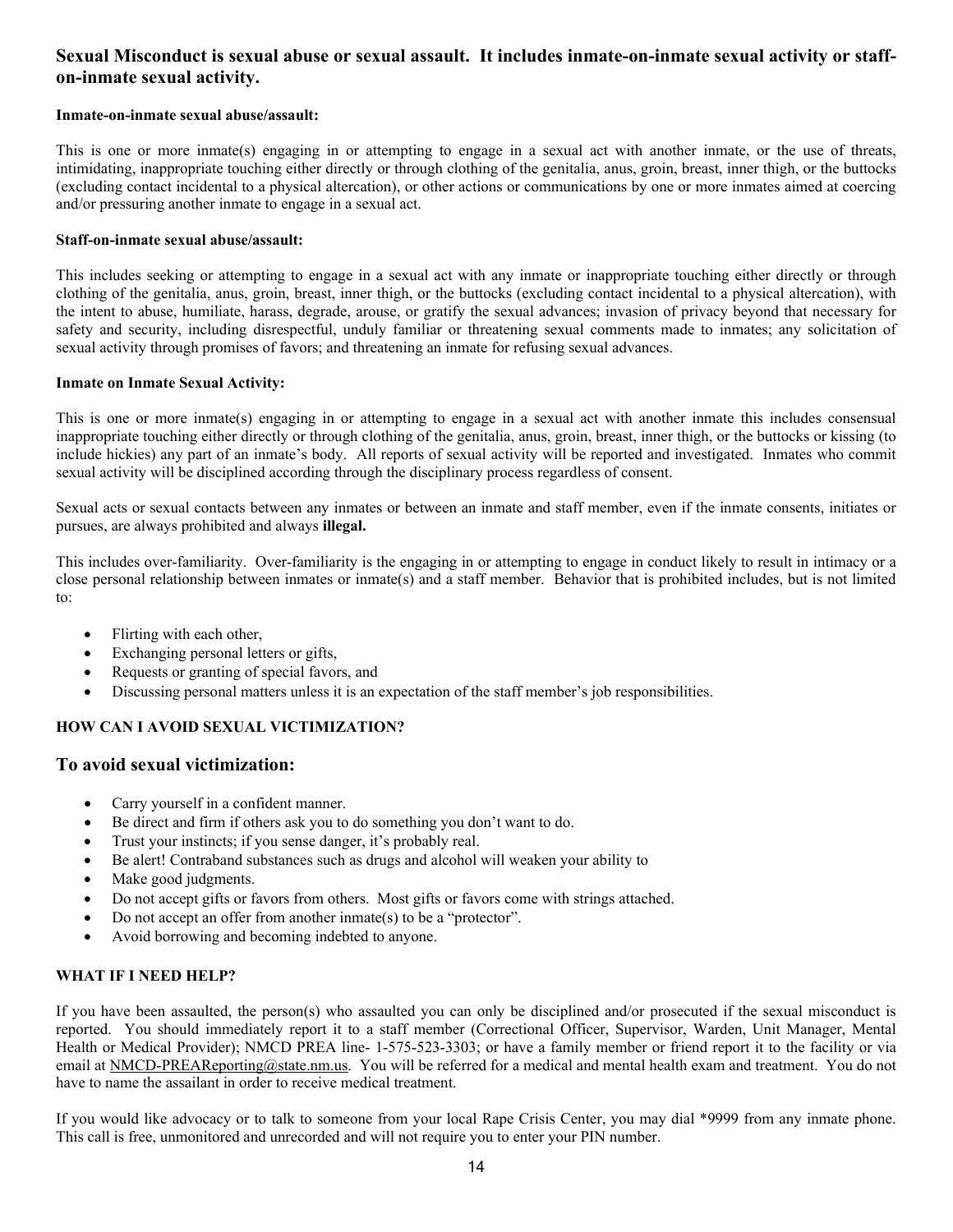## Sexual Misconduct is sexual abuse or sexual assault. It includes inmate-on-inmate sexual activity or staff-on-inmate sexual activity.

**Inmate-on-inmate sexual abuse/assault:**

This is one or more inmate(s) engaging in or attempting to engage in a sexual act with another inmate, or the use of threats, intimidating, inappropriate touching either directly or through clothing of the genitalia, anus, groin, breast, inner thigh, or the buttocks (excluding contact incidental to a physical altercation), or other actions or communications by one or more inmates aimed at coercing and/or pressuring another inmate to engage in a sexual act.

**Staff-on-inmate sexual abuse/assault:**

This includes seeking or attempting to engage in a sexual act with any inmate or inappropriate touching either directly or through clothing of the genitalia, anus, groin, breast, inner thigh, or the buttocks (excluding contact incidental to a physical altercation), with the intent to abuse, humiliate, harass, degrade, arouse, or gratify the sexual advances; invasion of privacy beyond that necessary for safety and security, including disrespectful, unduly familiar or threatening sexual comments made to inmates; any solicitation of sexual activity through promises of favors; and threatening an inmate for refusing sexual advances.

**Inmate on Inmate Sexual Activity:**

This is one or more inmate(s) engaging in or attempting to engage in a sexual act with another inmate this includes consensual inappropriate touching either directly or through clothing of the genitalia, anus, groin, breast, inner thigh, or the buttocks or kissing (to include hickies) any part of an inmate's body. All reports of sexual activity will be reported and investigated. Inmates who commit sexual activity will be disciplined according through the disciplinary process regardless of consent.

Sexual acts or sexual contacts between any inmates or between an inmate and staff member, even if the inmate consents, initiates or pursues, are always prohibited and always **illegal.**

This includes over-familiarity. Over-familiarity is the engaging in or attempting to engage in conduct likely to result in intimacy or a close personal relationship between inmates or inmate(s) and a staff member. Behavior that is prohibited includes, but is not limited to:

- Flirting with each other,
- Exchanging personal letters or gifts,
- Requests or granting of special favors, and
- Discussing personal matters unless it is an expectation of the staff member's job responsibilities.

**HOW CAN I AVOID SEXUAL VICTIMIZATION?**

## To avoid sexual victimization:

- Carry yourself in a confident manner.
- Be direct and firm if others ask you to do something you don't want to do.
- Trust your instincts; if you sense danger, it's probably real.
- Be alert! Contraband substances such as drugs and alcohol will weaken your ability to
- Make good judgments.
- Do not accept gifts or favors from others. Most gifts or favors come with strings attached.
- Do not accept an offer from another inmate(s) to be a "protector".
- Avoid borrowing and becoming indebted to anyone.

**WHAT IF I NEED HELP?**

If you have been assaulted, the person(s) who assaulted you can only be disciplined and/or prosecuted if the sexual misconduct is reported. You should immediately report it to a staff member (Correctional Officer, Supervisor, Warden, Unit Manager, Mental Health or Medical Provider); NMCD PREA line- 1-575-523-3303; or have a family member or friend report it to the facility or via email at NMCD-PREAReporting@state.nm.us. You will be referred for a medical and mental health exam and treatment. You do not have to name the assailant in order to receive medical treatment.

If you would like advocacy or to talk to someone from your local Rape Crisis Center, you may dial *9999 from any inmate phone. This call is free, unmonitored and unrecorded and will not require you to enter your PIN number.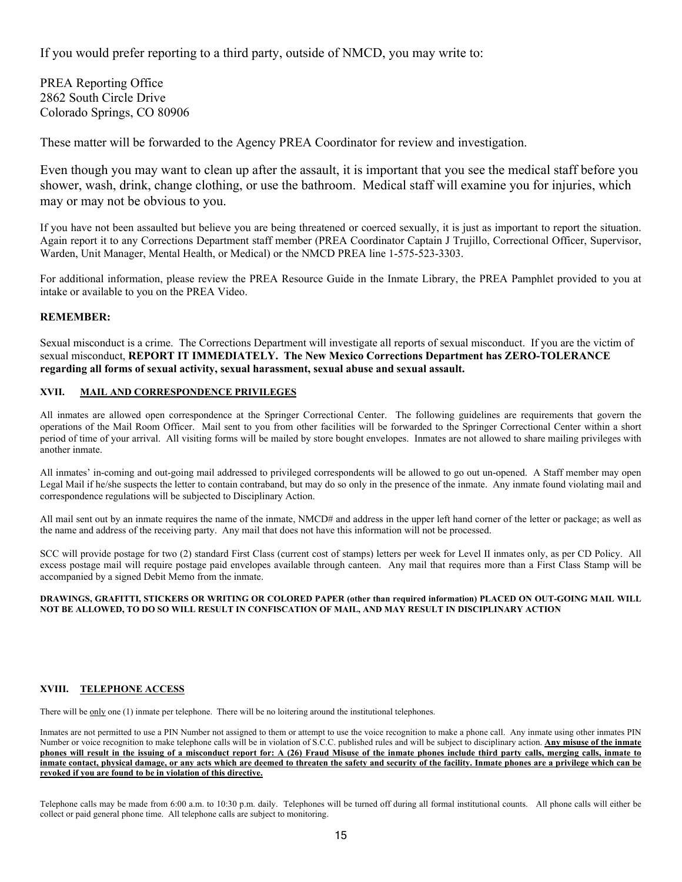If you would prefer reporting to a third party, outside of NMCD, you may write to:

PREA Reporting Office
2862 South Circle Drive
Colorado Springs, CO 80906

These matter will be forwarded to the Agency PREA Coordinator for review and investigation.

Even though you may want to clean up after the assault, it is important that you see the medical staff before you shower, wash, drink, change clothing, or use the bathroom. Medical staff will examine you for injuries, which may or may not be obvious to you.

If you have not been assaulted but believe you are being threatened or coerced sexually, it is just as important to report the situation. Again report it to any Corrections Department staff member (PREA Coordinator Captain J Trujillo, Correctional Officer, Supervisor, Warden, Unit Manager, Mental Health, or Medical) or the NMCD PREA line 1-575-523-3303.

For additional information, please review the PREA Resource Guide in the Inmate Library, the PREA Pamphlet provided to you at intake or available to you on the PREA Video.

**REMEMBER:**

Sexual misconduct is a crime. The Corrections Department will investigate all reports of sexual misconduct. If you are the victim of sexual misconduct, **REPORT IT IMMEDIATELY. The New Mexico Corrections Department has ZERO-TOLERANCE regarding all forms of sexual activity, sexual harassment, sexual abuse and sexual assault.**

## XVII. MAIL AND CORRESPONDENCE PRIVILEGES

All inmates are allowed open correspondence at the Springer Correctional Center. The following guidelines are requirements that govern the operations of the Mail Room Officer. Mail sent to you from other facilities will be forwarded to the Springer Correctional Center within a short period of time of your arrival. All visiting forms will be mailed by store bought envelopes. Inmates are not allowed to share mailing privileges with another inmate.

All inmates' in-coming and out-going mail addressed to privileged correspondents will be allowed to go out un-opened. A Staff member may open Legal Mail if he/she suspects the letter to contain contraband, but may do so only in the presence of the inmate. Any inmate found violating mail and correspondence regulations will be subjected to Disciplinary Action.

All mail sent out by an inmate requires the name of the inmate, NMCD# and address in the upper left hand corner of the letter or package; as well as the name and address of the receiving party. Any mail that does not have this information will not be processed.

SCC will provide postage for two (2) standard First Class (current cost of stamps) letters per week for Level II inmates only, as per CD Policy. All excess postage mail will require postage paid envelopes available through canteen. Any mail that requires more than a First Class Stamp will be accompanied by a signed Debit Memo from the inmate.

**DRAWINGS, GRAFITTI, STICKERS OR WRITING OR COLORED PAPER (other than required information) PLACED ON OUT-GOING MAIL WILL NOT BE ALLOWED, TO DO SO WILL RESULT IN CONFISCATION OF MAIL, AND MAY RESULT IN DISCIPLINARY ACTION**

## XVIII. TELEPHONE ACCESS

There will be only one (1) inmate per telephone. There will be no loitering around the institutional telephones.

Inmates are not permitted to use a PIN Number not assigned to them or attempt to use the voice recognition to make a phone call. Any inmate using other inmates PIN Number or voice recognition to make telephone calls will be in violation of S.C.C. published rules and will be subject to disciplinary action. **Any misuse of the inmate phones will result in the issuing of a misconduct report for: A (26) Fraud Misuse of the inmate phones include third party calls, merging calls, inmate to inmate contact, physical damage, or any acts which are deemed to threaten the safety and security of the facility. Inmate phones are a privilege which can be revoked if you are found to be in violation of this directive.**

Telephone calls may be made from 6:00 a.m. to 10:30 p.m. daily. Telephones will be turned off during all formal institutional counts. All phone calls will either be collect or paid general phone time. All telephone calls are subject to monitoring.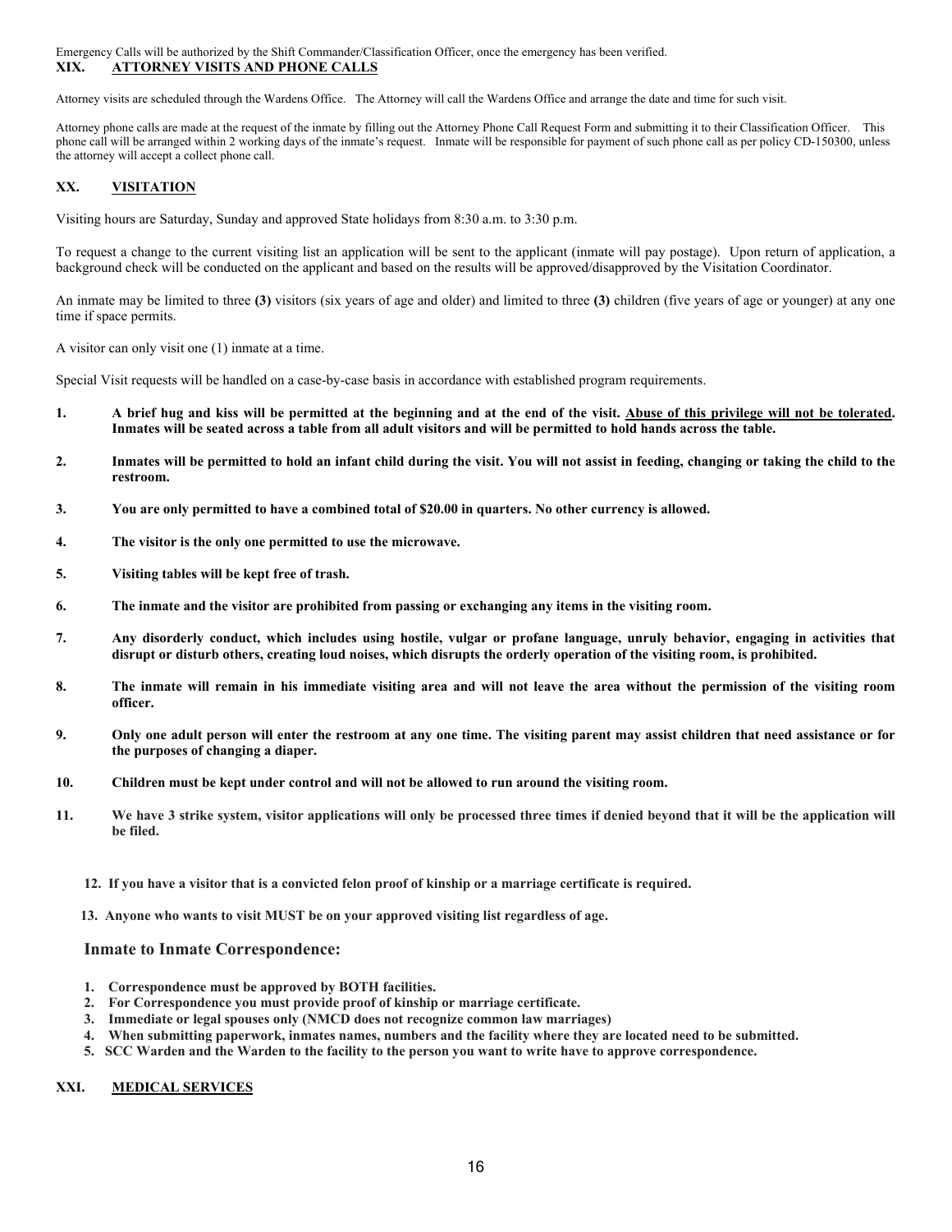Emergency Calls will be authorized by the Shift Commander/Classification Officer, once the emergency has been verified.

## XIX. ATTORNEY VISITS AND PHONE CALLS

Attorney visits are scheduled through the Wardens Office. The Attorney will call the Wardens Office and arrange the date and time for such visit.

Attorney phone calls are made at the request of the inmate by filling out the Attorney Phone Call Request Form and submitting it to their Classification Officer. This phone call will be arranged within 2 working days of the inmate's request. Inmate will be responsible for payment of such phone call as per policy CD-150300, unless the attorney will accept a collect phone call.

## XX. VISITATION

Visiting hours are Saturday, Sunday and approved State holidays from 8:30 a.m. to 3:30 p.m.

To request a change to the current visiting list an application will be sent to the applicant (inmate will pay postage). Upon return of application, a background check will be conducted on the applicant and based on the results will be approved/disapproved by the Visitation Coordinator.

An inmate may be limited to three **(3)** visitors (six years of age and older) and limited to three **(3)** children (five years of age or younger) at any one time if space permits.

A visitor can only visit one (1) inmate at a time.

Special Visit requests will be handled on a case-by-case basis in accordance with established program requirements.

1. **A brief hug and kiss will be permitted at the beginning and at the end of the visit. <u>Abuse of this privilege will not be tolerated</u>. Inmates will be seated across a table from all adult visitors and will be permitted to hold hands across the table.**
2. **Inmates will be permitted to hold an infant child during the visit. You will not assist in feeding, changing or taking the child to the restroom.**
3. **You are only permitted to have a combined total of $20.00 in quarters. No other currency is allowed.**
4. **The visitor is the only one permitted to use the microwave.**
5. **Visiting tables will be kept free of trash.**
6. **The inmate and the visitor are prohibited from passing or exchanging any items in the visiting room.**
7. **Any disorderly conduct, which includes using hostile, vulgar or profane language, unruly behavior, engaging in activities that disrupt or disturb others, creating loud noises, which disrupts the orderly operation of the visiting room, is prohibited.**
8. **The inmate will remain in his immediate visiting area and will not leave the area without the permission of the visiting room officer.**
9. **Only one adult person will enter the restroom at any one time. The visiting parent may assist children that need assistance or for the purposes of changing a diaper.**
10. **Children must be kept under control and will not be allowed to run around the visiting room.**
11. **We have 3 strike system, visitor applications will only be processed three times if denied beyond that it will be the application will be filed.**
12. **If you have a visitor that is a convicted felon proof of kinship or a marriage certificate is required.**
13. **Anyone who wants to visit MUST be on your approved visiting list regardless of age.**

### Inmate to Inmate Correspondence:

1. **Correspondence must be approved by BOTH facilities.**
2. **For Correspondence you must provide proof of kinship or marriage certificate.**
3. **Immediate or legal spouses only (NMCD does not recognize common law marriages)**
4. **When submitting paperwork, inmates names, numbers and the facility where they are located need to be submitted.**
5. **SCC Warden and the Warden to the facility to the person you want to write have to approve correspondence.**

## XXI. MEDICAL SERVICES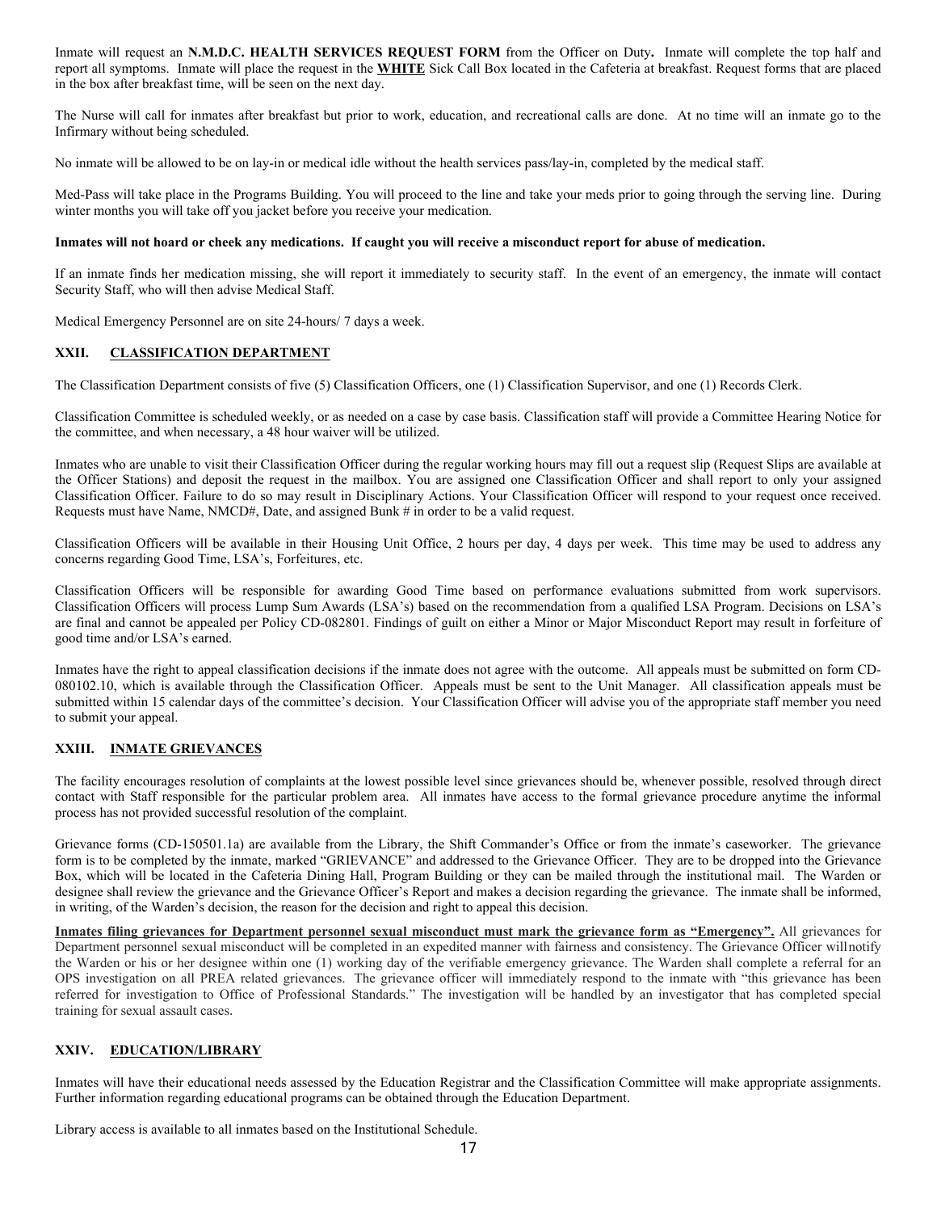Inmate will request an **N.M.D.C. HEALTH SERVICES REQUEST FORM** from the Officer on Duty**.** Inmate will complete the top half and report all symptoms. Inmate will place the request in the **WHITE** Sick Call Box located in the Cafeteria at breakfast. Request forms that are placed in the box after breakfast time, will be seen on the next day.

The Nurse will call for inmates after breakfast but prior to work, education, and recreational calls are done. At no time will an inmate go to the Infirmary without being scheduled.

No inmate will be allowed to be on lay-in or medical idle without the health services pass/lay-in, completed by the medical staff.

Med-Pass will take place in the Programs Building. You will proceed to the line and take your meds prior to going through the serving line. During winter months you will take off you jacket before you receive your medication.

**Inmates will not hoard or cheek any medications. If caught you will receive a misconduct report for abuse of medication.**

If an inmate finds her medication missing, she will report it immediately to security staff. In the event of an emergency, the inmate will contact Security Staff, who will then advise Medical Staff.

Medical Emergency Personnel are on site 24-hours/ 7 days a week.

## XXII. CLASSIFICATION DEPARTMENT

The Classification Department consists of five (5) Classification Officers, one (1) Classification Supervisor, and one (1) Records Clerk.

Classification Committee is scheduled weekly, or as needed on a case by case basis. Classification staff will provide a Committee Hearing Notice for the committee, and when necessary, a 48 hour waiver will be utilized.

Inmates who are unable to visit their Classification Officer during the regular working hours may fill out a request slip (Request Slips are available at the Officer Stations) and deposit the request in the mailbox. You are assigned one Classification Officer and shall report to only your assigned Classification Officer. Failure to do so may result in Disciplinary Actions. Your Classification Officer will respond to your request once received. Requests must have Name, NMCD#, Date, and assigned Bunk # in order to be a valid request.

Classification Officers will be available in their Housing Unit Office, 2 hours per day, 4 days per week. This time may be used to address any concerns regarding Good Time, LSA's, Forfeitures, etc.

Classification Officers will be responsible for awarding Good Time based on performance evaluations submitted from work supervisors. Classification Officers will process Lump Sum Awards (LSA's) based on the recommendation from a qualified LSA Program. Decisions on LSA's are final and cannot be appealed per Policy CD-082801. Findings of guilt on either a Minor or Major Misconduct Report may result in forfeiture of good time and/or LSA's earned.

Inmates have the right to appeal classification decisions if the inmate does not agree with the outcome. All appeals must be submitted on form CD-080102.10, which is available through the Classification Officer. Appeals must be sent to the Unit Manager. All classification appeals must be submitted within 15 calendar days of the committee's decision. Your Classification Officer will advise you of the appropriate staff member you need to submit your appeal.

## XXIII. INMATE GRIEVANCES

The facility encourages resolution of complaints at the lowest possible level since grievances should be, whenever possible, resolved through direct contact with Staff responsible for the particular problem area. All inmates have access to the formal grievance procedure anytime the informal process has not provided successful resolution of the complaint.

Grievance forms (CD-150501.1a) are available from the Library, the Shift Commander's Office or from the inmate's caseworker. The grievance form is to be completed by the inmate, marked "GRIEVANCE" and addressed to the Grievance Officer. They are to be dropped into the Grievance Box, which will be located in the Cafeteria Dining Hall, Program Building or they can be mailed through the institutional mail. The Warden or designee shall review the grievance and the Grievance Officer's Report and makes a decision regarding the grievance. The inmate shall be informed, in writing, of the Warden's decision, the reason for the decision and right to appeal this decision.

**Inmates filing grievances for Department personnel sexual misconduct must mark the grievance form as "Emergency".** All grievances for Department personnel sexual misconduct will be completed in an expedited manner with fairness and consistency. The Grievance Officer willnotify the Warden or his or her designee within one (1) working day of the verifiable emergency grievance. The Warden shall complete a referral for an OPS investigation on all PREA related grievances. The grievance officer will immediately respond to the inmate with "this grievance has been referred for investigation to Office of Professional Standards." The investigation will be handled by an investigator that has completed special training for sexual assault cases.

## XXIV. EDUCATION/LIBRARY

Inmates will have their educational needs assessed by the Education Registrar and the Classification Committee will make appropriate assignments. Further information regarding educational programs can be obtained through the Education Department.

Library access is available to all inmates based on the Institutional Schedule.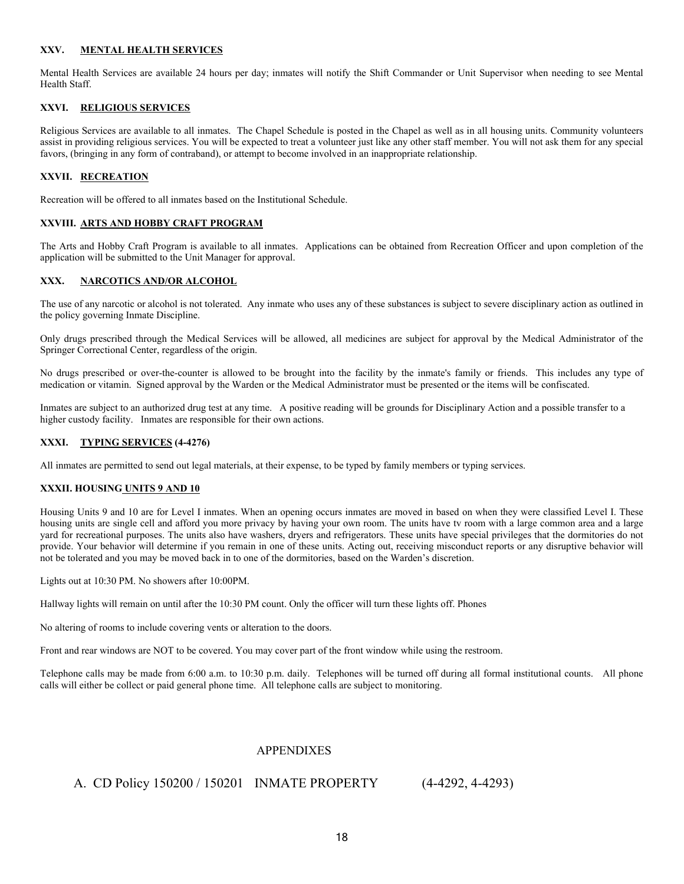### XXV. MENTAL HEALTH SERVICES

Mental Health Services are available 24 hours per day; inmates will notify the Shift Commander or Unit Supervisor when needing to see Mental Health Staff.

### XXVI. RELIGIOUS SERVICES

Religious Services are available to all inmates. The Chapel Schedule is posted in the Chapel as well as in all housing units. Community volunteers assist in providing religious services. You will be expected to treat a volunteer just like any other staff member. You will not ask them for any special favors, (bringing in any form of contraband), or attempt to become involved in an inappropriate relationship.

### XXVII. RECREATION

Recreation will be offered to all inmates based on the Institutional Schedule.

### XXVIII. ARTS AND HOBBY CRAFT PROGRAM

The Arts and Hobby Craft Program is available to all inmates. Applications can be obtained from Recreation Officer and upon completion of the application will be submitted to the Unit Manager for approval.

### XXX. NARCOTICS AND/OR ALCOHOL

The use of any narcotic or alcohol is not tolerated. Any inmate who uses any of these substances is subject to severe disciplinary action as outlined in the policy governing Inmate Discipline.

Only drugs prescribed through the Medical Services will be allowed, all medicines are subject for approval by the Medical Administrator of the Springer Correctional Center, regardless of the origin.

No drugs prescribed or over-the-counter is allowed to be brought into the facility by the inmate's family or friends. This includes any type of medication or vitamin. Signed approval by the Warden or the Medical Administrator must be presented or the items will be confiscated.

Inmates are subject to an authorized drug test at any time. A positive reading will be grounds for Disciplinary Action and a possible transfer to a higher custody facility. Inmates are responsible for their own actions.

### XXXI. TYPING SERVICES (4-4276)

All inmates are permitted to send out legal materials, at their expense, to be typed by family members or typing services.

### XXXII. HOUSING UNITS 9 AND 10

Housing Units 9 and 10 are for Level I inmates. When an opening occurs inmates are moved in based on when they were classified Level I. These housing units are single cell and afford you more privacy by having your own room. The units have tv room with a large common area and a large yard for recreational purposes. The units also have washers, dryers and refrigerators. These units have special privileges that the dormitories do not provide. Your behavior will determine if you remain in one of these units. Acting out, receiving misconduct reports or any disruptive behavior will not be tolerated and you may be moved back in to one of the dormitories, based on the Warden's discretion.

Lights out at 10:30 PM. No showers after 10:00PM.

Hallway lights will remain on until after the 10:30 PM count. Only the officer will turn these lights off. Phones

No altering of rooms to include covering vents or alteration to the doors.

Front and rear windows are NOT to be covered. You may cover part of the front window while using the restroom.

Telephone calls may be made from 6:00 a.m. to 10:30 p.m. daily. Telephones will be turned off during all formal institutional counts. All phone calls will either be collect or paid general phone time. All telephone calls are subject to monitoring.

## APPENDIXES

A. CD Policy 150200 / 150201 INMATE PROPERTY (4-4292, 4-4293)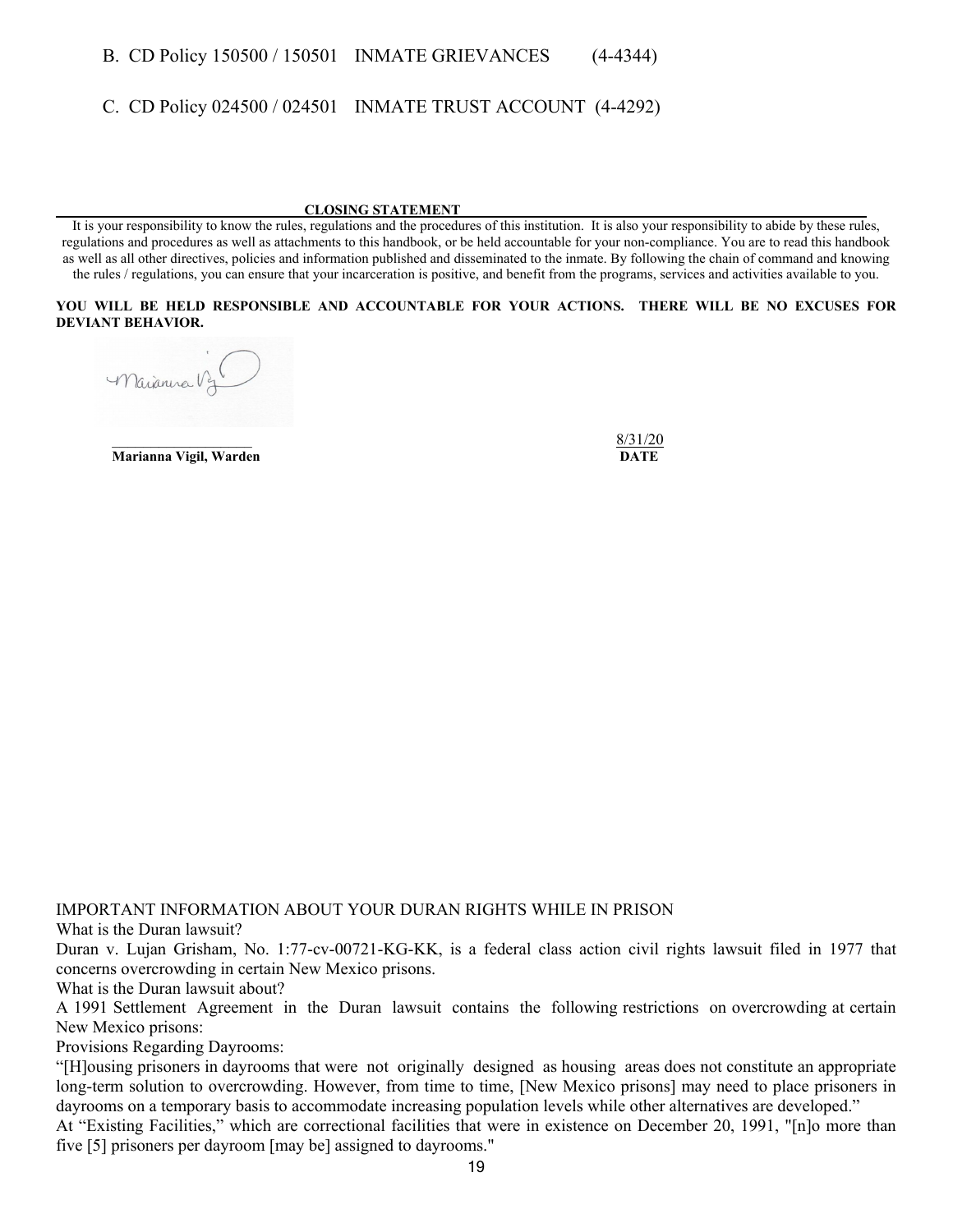B. CD Policy 150500 / 150501 INMATE GRIEVANCES (4-4344)

C. CD Policy 024500 / 024501 INMATE TRUST ACCOUNT (4-4292)

**CLOSING STATEMENT**

It is your responsibility to know the rules, regulations and the procedures of this institution. It is also your responsibility to abide by these rules, regulations and procedures as well as attachments to this handbook, or be held accountable for your non-compliance. You are to read this handbook as well as all other directives, policies and information published and disseminated to the inmate. By following the chain of command and knowing the rules / regulations, you can ensure that your incarceration is positive, and benefit from the programs, services and activities available to you.

**YOU WILL BE HELD RESPONSIBLE AND ACCOUNTABLE FOR YOUR ACTIONS. THERE WILL BE NO EXCUSES FOR DEVIANT BEHAVIOR.**

**Marianna Vigil, Warden** 8/31/20 **DATE**

IMPORTANT INFORMATION ABOUT YOUR DURAN RIGHTS WHILE IN PRISON

What is the Duran lawsuit?

Duran v. Lujan Grisham, No. 1:77-cv-00721-KG-KK, is a federal class action civil rights lawsuit filed in 1977 that concerns overcrowding in certain New Mexico prisons.

What is the Duran lawsuit about?

A 1991 Settlement Agreement in the Duran lawsuit contains the following restrictions on overcrowding at certain New Mexico prisons:

Provisions Regarding Dayrooms:

"[H]ousing prisoners in dayrooms that were not originally designed as housing areas does not constitute an appropriate long-term solution to overcrowding. However, from time to time, [New Mexico prisons] may need to place prisoners in dayrooms on a temporary basis to accommodate increasing population levels while other alternatives are developed."

At "Existing Facilities," which are correctional facilities that were in existence on December 20, 1991, "[n]o more than five [5] prisoners per dayroom [may be] assigned to dayrooms."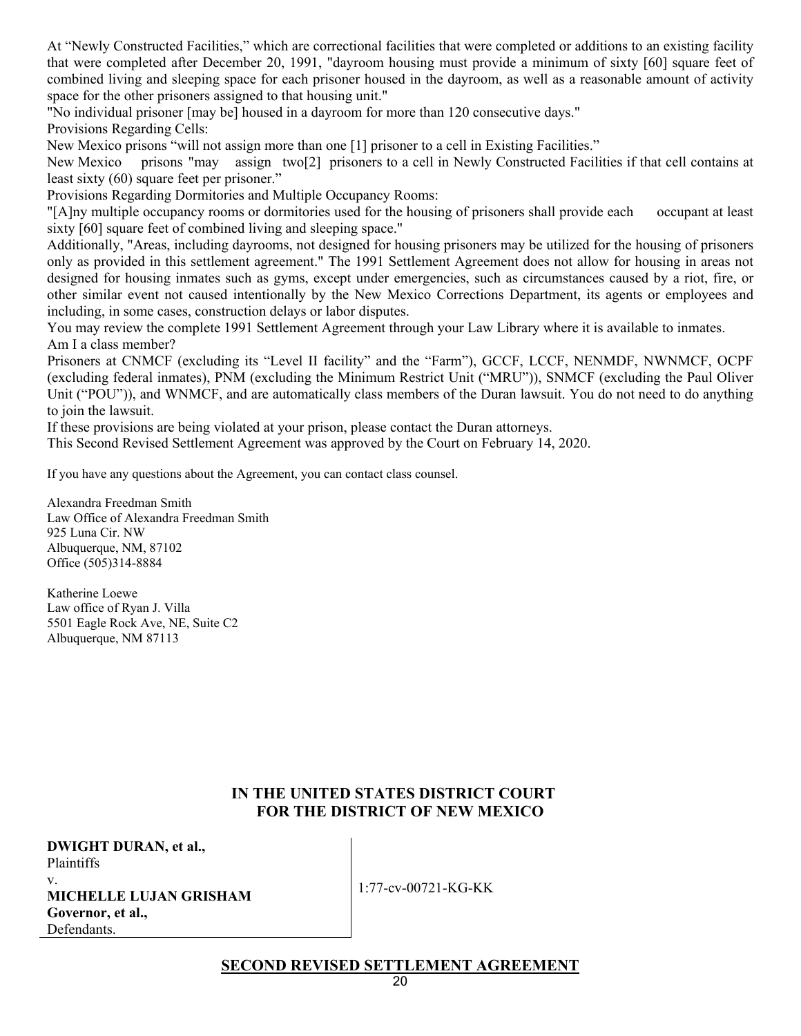At "Newly Constructed Facilities," which are correctional facilities that were completed or additions to an existing facility that were completed after December 20, 1991, "dayroom housing must provide a minimum of sixty [60] square feet of combined living and sleeping space for each prisoner housed in the dayroom, as well as a reasonable amount of activity space for the other prisoners assigned to that housing unit."

"No individual prisoner [may be] housed in a dayroom for more than 120 consecutive days."

Provisions Regarding Cells:

New Mexico prisons "will not assign more than one [1] prisoner to a cell in Existing Facilities."

New Mexico prisons "may assign two[2] prisoners to a cell in Newly Constructed Facilities if that cell contains at least sixty (60) square feet per prisoner."

Provisions Regarding Dormitories and Multiple Occupancy Rooms:

"[A]ny multiple occupancy rooms or dormitories used for the housing of prisoners shall provide each occupant at least sixty [60] square feet of combined living and sleeping space."

Additionally, "Areas, including dayrooms, not designed for housing prisoners may be utilized for the housing of prisoners only as provided in this settlement agreement." The 1991 Settlement Agreement does not allow for housing in areas not designed for housing inmates such as gyms, except under emergencies, such as circumstances caused by a riot, fire, or other similar event not caused intentionally by the New Mexico Corrections Department, its agents or employees and including, in some cases, construction delays or labor disputes.

You may review the complete 1991 Settlement Agreement through your Law Library where it is available to inmates.

Am I a class member?

Prisoners at CNMCF (excluding its "Level II facility" and the "Farm"), GCCF, LCCF, NENMDF, NWNMCF, OCPF (excluding federal inmates), PNM (excluding the Minimum Restrict Unit ("MRU")), SNMCF (excluding the Paul Oliver Unit ("POU")), and WNMCF, and are automatically class members of the Duran lawsuit. You do not need to do anything to join the lawsuit.

If these provisions are being violated at your prison, please contact the Duran attorneys.

This Second Revised Settlement Agreement was approved by the Court on February 14, 2020.

If you have any questions about the Agreement, you can contact class counsel.

Alexandra Freedman Smith
Law Office of Alexandra Freedman Smith
925 Luna Cir. NW
Albuquerque, NM, 87102
Office (505)314-8884

Katherine Loewe
Law office of Ryan J. Villa
5501 Eagle Rock Ave, NE, Suite C2
Albuquerque, NM 87113

**IN THE UNITED STATES DISTRICT COURT**
**FOR THE DISTRICT OF NEW MEXICO**

**DWIGHT DURAN, et al.,**
Plaintiffs
v.
**MICHELLE LUJAN GRISHAM**
**Governor, et al.,**
Defendants.

1:77-cv-00721-KG-KK

**SECOND REVISED SETTLEMENT AGREEMENT**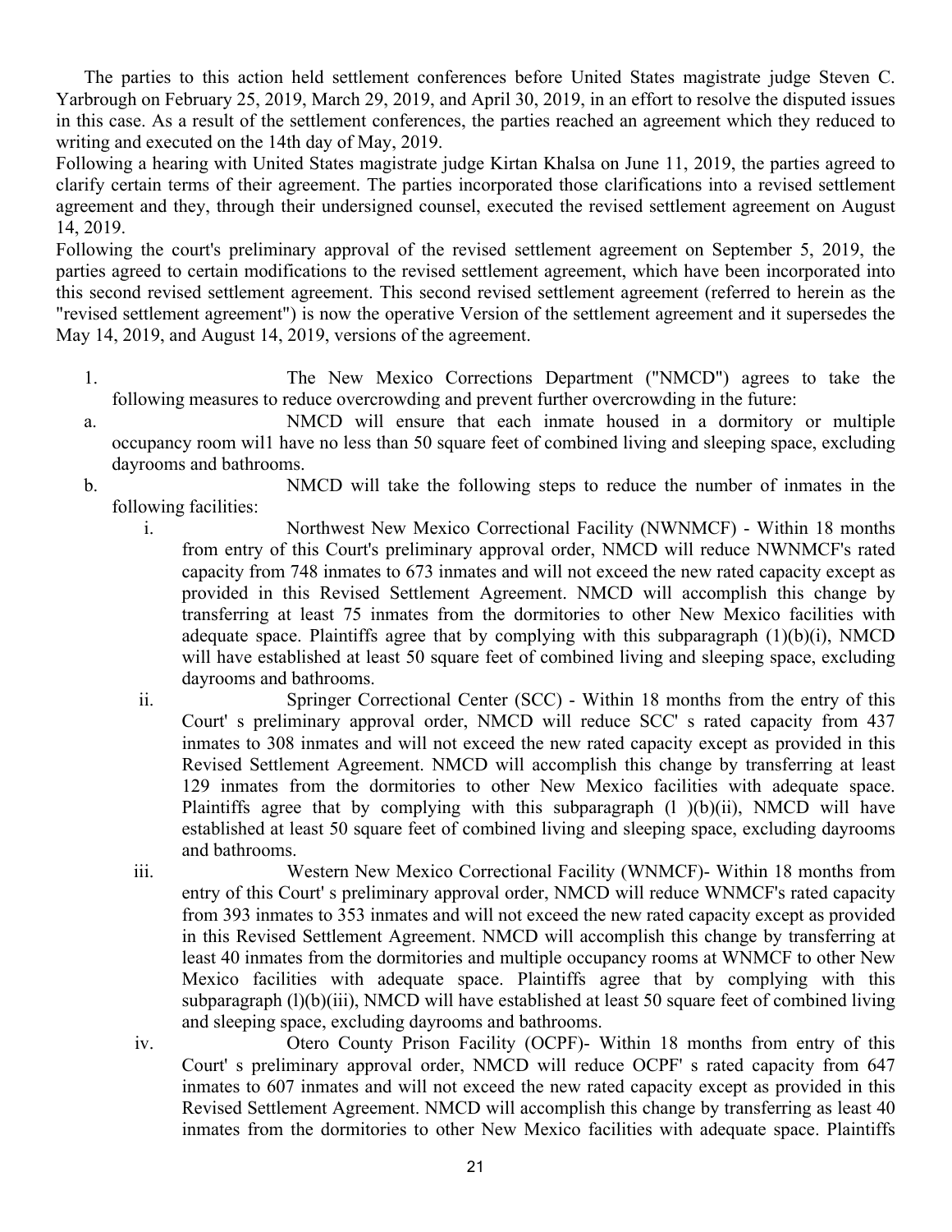The parties to this action held settlement conferences before United States magistrate judge Steven C. Yarbrough on February 25, 2019, March 29, 2019, and April 30, 2019, in an effort to resolve the disputed issues in this case. As a result of the settlement conferences, the parties reached an agreement which they reduced to writing and executed on the 14th day of May, 2019.

Following a hearing with United States magistrate judge Kirtan Khalsa on June 11, 2019, the parties agreed to clarify certain terms of their agreement. The parties incorporated those clarifications into a revised settlement agreement and they, through their undersigned counsel, executed the revised settlement agreement on August 14, 2019.

Following the court's preliminary approval of the revised settlement agreement on September 5, 2019, the parties agreed to certain modifications to the revised settlement agreement, which have been incorporated into this second revised settlement agreement. This second revised settlement agreement (referred to herein as the "revised settlement agreement") is now the operative Version of the settlement agreement and it supersedes the May 14, 2019, and August 14, 2019, versions of the agreement.

1. The New Mexico Corrections Department ("NMCD") agrees to take the following measures to reduce overcrowding and prevent further overcrowding in the future:

   a. NMCD will ensure that each inmate housed in a dormitory or multiple occupancy room wil1 have no less than 50 square feet of combined living and sleeping space, excluding dayrooms and bathrooms.

   b. NMCD will take the following steps to reduce the number of inmates in the following facilities:

      i. Northwest New Mexico Correctional Facility (NWNMCF) - Within 18 months from entry of this Court's preliminary approval order, NMCD will reduce NWNMCF's rated capacity from 748 inmates to 673 inmates and will not exceed the new rated capacity except as provided in this Revised Settlement Agreement. NMCD will accomplish this change by transferring at least 75 inmates from the dormitories to other New Mexico facilities with adequate space. Plaintiffs agree that by complying with this subparagraph (1)(b)(i), NMCD will have established at least 50 square feet of combined living and sleeping space, excluding dayrooms and bathrooms.

      ii. Springer Correctional Center (SCC) - Within 18 months from the entry of this Court' s preliminary approval order, NMCD will reduce SCC' s rated capacity from 437 inmates to 308 inmates and will not exceed the new rated capacity except as provided in this Revised Settlement Agreement. NMCD will accomplish this change by transferring at least 129 inmates from the dormitories to other New Mexico facilities with adequate space. Plaintiffs agree that by complying with this subparagraph (l )(b)(ii), NMCD will have established at least 50 square feet of combined living and sleeping space, excluding dayrooms and bathrooms.

      iii. Western New Mexico Correctional Facility (WNMCF)- Within 18 months from entry of this Court' s preliminary approval order, NMCD will reduce WNMCF's rated capacity from 393 inmates to 353 inmates and will not exceed the new rated capacity except as provided in this Revised Settlement Agreement. NMCD will accomplish this change by transferring at least 40 inmates from the dormitories and multiple occupancy rooms at WNMCF to other New Mexico facilities with adequate space. Plaintiffs agree that by complying with this subparagraph (l)(b)(iii), NMCD will have established at least 50 square feet of combined living and sleeping space, excluding dayrooms and bathrooms.

      iv. Otero County Prison Facility (OCPF)- Within 18 months from entry of this Court' s preliminary approval order, NMCD will reduce OCPF' s rated capacity from 647 inmates to 607 inmates and will not exceed the new rated capacity except as provided in this Revised Settlement Agreement. NMCD will accomplish this change by transferring as least 40 inmates from the dormitories to other New Mexico facilities with adequate space. Plaintiffs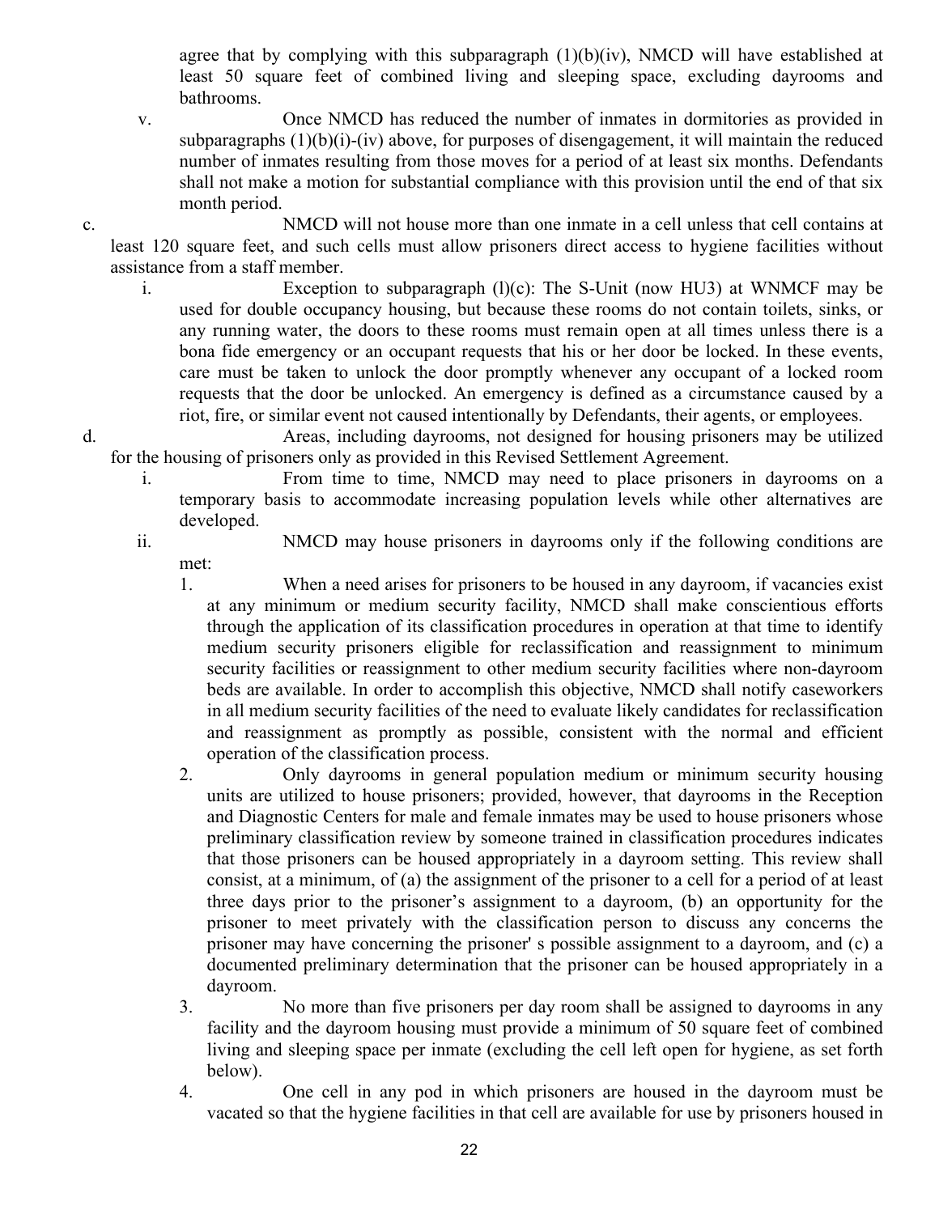agree that by complying with this subparagraph (1)(b)(iv), NMCD will have established at least 50 square feet of combined living and sleeping space, excluding dayrooms and bathrooms.

v. Once NMCD has reduced the number of inmates in dormitories as provided in subparagraphs (1)(b)(i)-(iv) above, for purposes of disengagement, it will maintain the reduced number of inmates resulting from those moves for a period of at least six months. Defendants shall not make a motion for substantial compliance with this provision until the end of that six month period.

c. NMCD will not house more than one inmate in a cell unless that cell contains at least 120 square feet, and such cells must allow prisoners direct access to hygiene facilities without assistance from a staff member.

i. Exception to subparagraph (l)(c): The S-Unit (now HU3) at WNMCF may be used for double occupancy housing, but because these rooms do not contain toilets, sinks, or any running water, the doors to these rooms must remain open at all times unless there is a bona fide emergency or an occupant requests that his or her door be locked. In these events, care must be taken to unlock the door promptly whenever any occupant of a locked room requests that the door be unlocked. An emergency is defined as a circumstance caused by a riot, fire, or similar event not caused intentionally by Defendants, their agents, or employees.

d. Areas, including dayrooms, not designed for housing prisoners may be utilized for the housing of prisoners only as provided in this Revised Settlement Agreement.

i. From time to time, NMCD may need to place prisoners in dayrooms on a temporary basis to accommodate increasing population levels while other alternatives are developed.

ii. NMCD may house prisoners in dayrooms only if the following conditions are met:

1. When a need arises for prisoners to be housed in any dayroom, if vacancies exist at any minimum or medium security facility, NMCD shall make conscientious efforts through the application of its classification procedures in operation at that time to identify medium security prisoners eligible for reclassification and reassignment to minimum security facilities or reassignment to other medium security facilities where non-dayroom beds are available. In order to accomplish this objective, NMCD shall notify caseworkers in all medium security facilities of the need to evaluate likely candidates for reclassification and reassignment as promptly as possible, consistent with the normal and efficient operation of the classification process.

2. Only dayrooms in general population medium or minimum security housing units are utilized to house prisoners; provided, however, that dayrooms in the Reception and Diagnostic Centers for male and female inmates may be used to house prisoners whose preliminary classification review by someone trained in classification procedures indicates that those prisoners can be housed appropriately in a dayroom setting. This review shall consist, at a minimum, of (a) the assignment of the prisoner to a cell for a period of at least three days prior to the prisoner's assignment to a dayroom, (b) an opportunity for the prisoner to meet privately with the classification person to discuss any concerns the prisoner may have concerning the prisoner' s possible assignment to a dayroom, and (c) a documented preliminary determination that the prisoner can be housed appropriately in a dayroom.

3. No more than five prisoners per day room shall be assigned to dayrooms in any facility and the dayroom housing must provide a minimum of 50 square feet of combined living and sleeping space per inmate (excluding the cell left open for hygiene, as set forth below).

4. One cell in any pod in which prisoners are housed in the dayroom must be vacated so that the hygiene facilities in that cell are available for use by prisoners housed in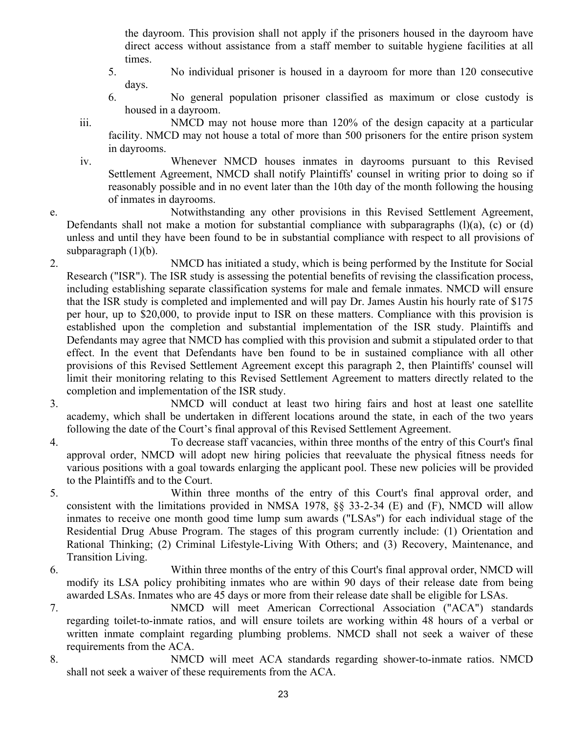the dayroom. This provision shall not apply if the prisoners housed in the dayroom have direct access without assistance from a staff member to suitable hygiene facilities at all times.

5. No individual prisoner is housed in a dayroom for more than 120 consecutive days.

6. No general population prisoner classified as maximum or close custody is housed in a dayroom.

iii. NMCD may not house more than 120% of the design capacity at a particular facility. NMCD may not house a total of more than 500 prisoners for the entire prison system in dayrooms.

iv. Whenever NMCD houses inmates in dayrooms pursuant to this Revised Settlement Agreement, NMCD shall notify Plaintiffs' counsel in writing prior to doing so if reasonably possible and in no event later than the 10th day of the month following the housing of inmates in dayrooms.

e. Notwithstanding any other provisions in this Revised Settlement Agreement, Defendants shall not make a motion for substantial compliance with subparagraphs (l)(a), (c) or (d) unless and until they have been found to be in substantial compliance with respect to all provisions of subparagraph (1)(b).

2. NMCD has initiated a study, which is being performed by the Institute for Social Research ("ISR"). The ISR study is assessing the potential benefits of revising the classification process, including establishing separate classification systems for male and female inmates. NMCD will ensure that the ISR study is completed and implemented and will pay Dr. James Austin his hourly rate of $175 per hour, up to $20,000, to provide input to ISR on these matters. Compliance with this provision is established upon the completion and substantial implementation of the ISR study. Plaintiffs and Defendants may agree that NMCD has complied with this provision and submit a stipulated order to that effect. In the event that Defendants have ben found to be in sustained compliance with all other provisions of this Revised Settlement Agreement except this paragraph 2, then Plaintiffs' counsel will limit their monitoring relating to this Revised Settlement Agreement to matters directly related to the completion and implementation of the ISR study.

3. NMCD will conduct at least two hiring fairs and host at least one satellite academy, which shall be undertaken in different locations around the state, in each of the two years following the date of the Court's final approval of this Revised Settlement Agreement.

4. To decrease staff vacancies, within three months of the entry of this Court's final approval order, NMCD will adopt new hiring policies that reevaluate the physical fitness needs for various positions with a goal towards enlarging the applicant pool. These new policies will be provided to the Plaintiffs and to the Court.

5. Within three months of the entry of this Court's final approval order, and consistent with the limitations provided in NMSA 1978, §§ 33-2-34 (E) and (F), NMCD will allow inmates to receive one month good time lump sum awards ("LSAs") for each individual stage of the Residential Drug Abuse Program. The stages of this program currently include: (1) Orientation and Rational Thinking; (2) Criminal Lifestyle-Living With Others; and (3) Recovery, Maintenance, and Transition Living.

6. Within three months of the entry of this Court's final approval order, NMCD will modify its LSA policy prohibiting inmates who are within 90 days of their release date from being awarded LSAs. Inmates who are 45 days or more from their release date shall be eligible for LSAs.

7. NMCD will meet American Correctional Association ("ACA") standards regarding toilet-to-inmate ratios, and will ensure toilets are working within 48 hours of a verbal or written inmate complaint regarding plumbing problems. NMCD shall not seek a waiver of these requirements from the ACA.

8. NMCD will meet ACA standards regarding shower-to-inmate ratios. NMCD shall not seek a waiver of these requirements from the ACA.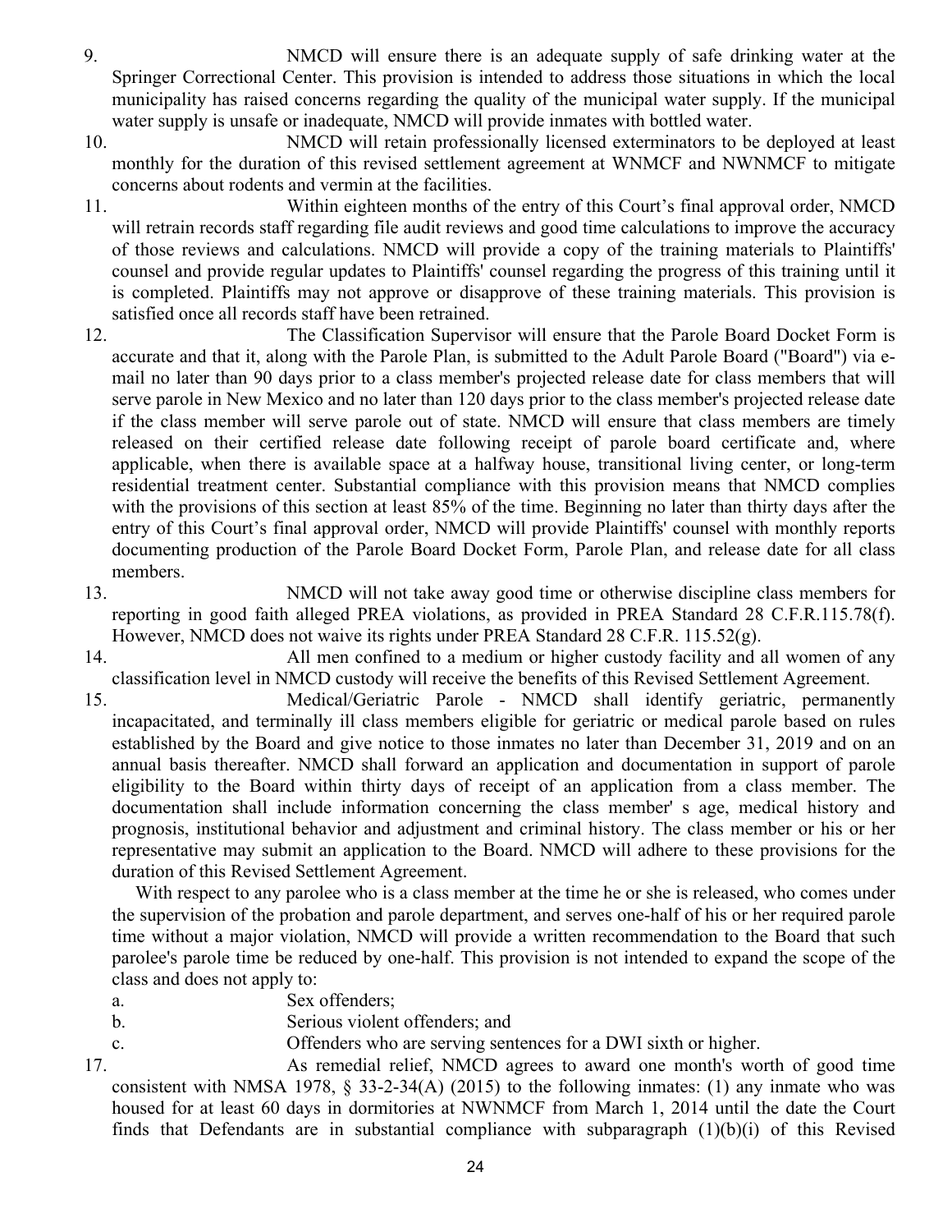9. NMCD will ensure there is an adequate supply of safe drinking water at the Springer Correctional Center. This provision is intended to address those situations in which the local municipality has raised concerns regarding the quality of the municipal water supply. If the municipal water supply is unsafe or inadequate, NMCD will provide inmates with bottled water.

10. NMCD will retain professionally licensed exterminators to be deployed at least monthly for the duration of this revised settlement agreement at WNMCF and NWNMCF to mitigate concerns about rodents and vermin at the facilities.

11. Within eighteen months of the entry of this Court's final approval order, NMCD will retrain records staff regarding file audit reviews and good time calculations to improve the accuracy of those reviews and calculations. NMCD will provide a copy of the training materials to Plaintiffs' counsel and provide regular updates to Plaintiffs' counsel regarding the progress of this training until it is completed. Plaintiffs may not approve or disapprove of these training materials. This provision is satisfied once all records staff have been retrained.

12. The Classification Supervisor will ensure that the Parole Board Docket Form is accurate and that it, along with the Parole Plan, is submitted to the Adult Parole Board ("Board") via e-mail no later than 90 days prior to a class member's projected release date for class members that will serve parole in New Mexico and no later than 120 days prior to the class member's projected release date if the class member will serve parole out of state. NMCD will ensure that class members are timely released on their certified release date following receipt of parole board certificate and, where applicable, when there is available space at a halfway house, transitional living center, or long-term residential treatment center. Substantial compliance with this provision means that NMCD complies with the provisions of this section at least 85% of the time. Beginning no later than thirty days after the entry of this Court's final approval order, NMCD will provide Plaintiffs' counsel with monthly reports documenting production of the Parole Board Docket Form, Parole Plan, and release date for all class members.

13. NMCD will not take away good time or otherwise discipline class members for reporting in good faith alleged PREA violations, as provided in PREA Standard 28 C.F.R.115.78(f). However, NMCD does not waive its rights under PREA Standard 28 C.F.R. 115.52(g).

14. All men confined to a medium or higher custody facility and all women of any classification level in NMCD custody will receive the benefits of this Revised Settlement Agreement.

15. Medical/Geriatric Parole - NMCD shall identify geriatric, permanently incapacitated, and terminally ill class members eligible for geriatric or medical parole based on rules established by the Board and give notice to those inmates no later than December 31, 2019 and on an annual basis thereafter. NMCD shall forward an application and documentation in support of parole eligibility to the Board within thirty days of receipt of an application from a class member. The documentation shall include information concerning the class member' s age, medical history and prognosis, institutional behavior and adjustment and criminal history. The class member or his or her representative may submit an application to the Board. NMCD will adhere to these provisions for the duration of this Revised Settlement Agreement.

With respect to any parolee who is a class member at the time he or she is released, who comes under the supervision of the probation and parole department, and serves one-half of his or her required parole time without a major violation, NMCD will provide a written recommendation to the Board that such parolee's parole time be reduced by one-half. This provision is not intended to expand the scope of the class and does not apply to:

a. Sex offenders;

b. Serious violent offenders; and

c. Offenders who are serving sentences for a DWI sixth or higher.

17. As remedial relief, NMCD agrees to award one month's worth of good time consistent with NMSA 1978, § 33-2-34(A) (2015) to the following inmates: (1) any inmate who was housed for at least 60 days in dormitories at NWNMCF from March 1, 2014 until the date the Court finds that Defendants are in substantial compliance with subparagraph (1)(b)(i) of this Revised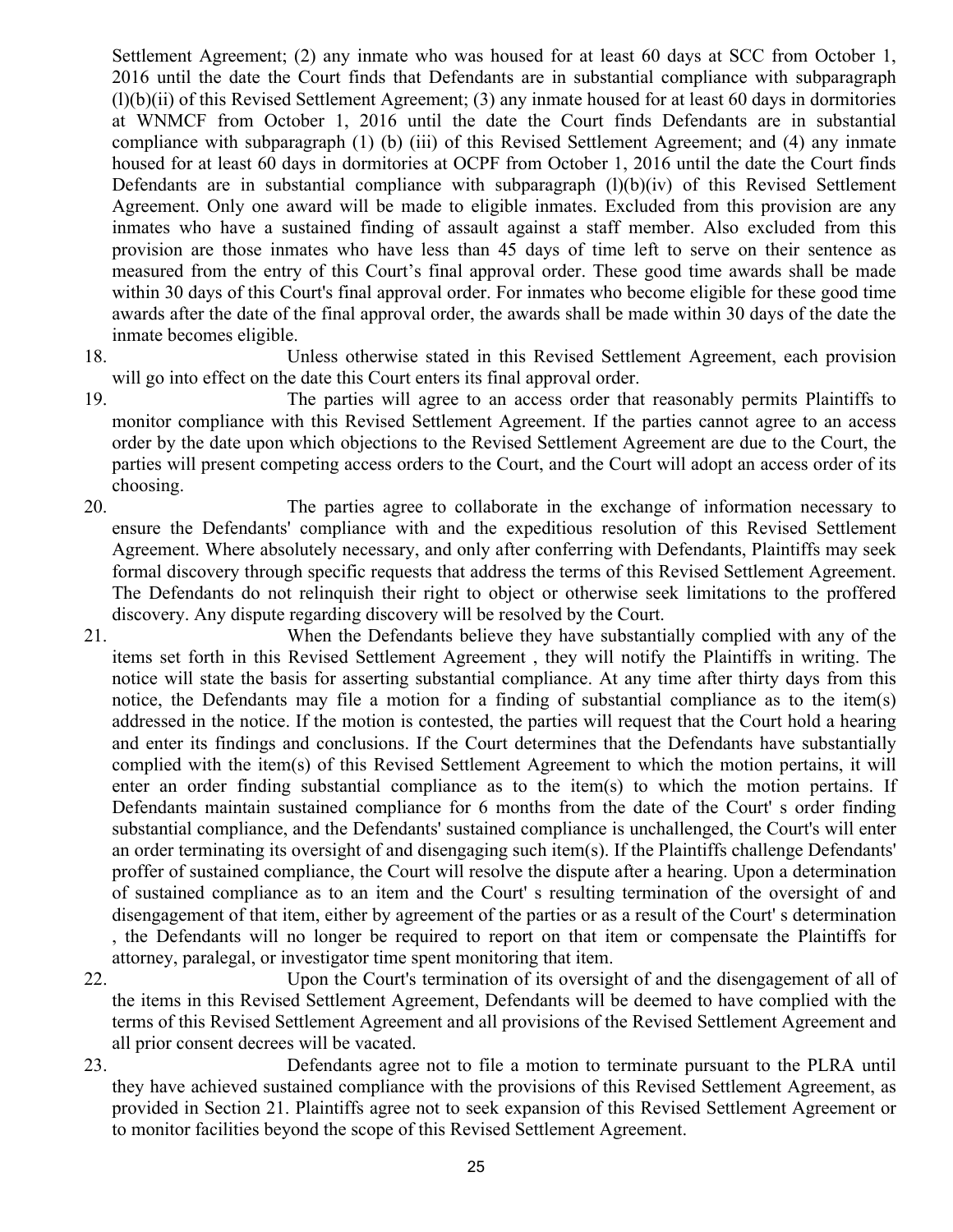Settlement Agreement; (2) any inmate who was housed for at least 60 days at SCC from October 1, 2016 until the date the Court finds that Defendants are in substantial compliance with subparagraph (l)(b)(ii) of this Revised Settlement Agreement; (3) any inmate housed for at least 60 days in dormitories at WNMCF from October 1, 2016 until the date the Court finds Defendants are in substantial compliance with subparagraph (1) (b) (iii) of this Revised Settlement Agreement; and (4) any inmate housed for at least 60 days in dormitories at OCPF from October 1, 2016 until the date the Court finds Defendants are in substantial compliance with subparagraph (l)(b)(iv) of this Revised Settlement Agreement. Only one award will be made to eligible inmates. Excluded from this provision are any inmates who have a sustained finding of assault against a staff member. Also excluded from this provision are those inmates who have less than 45 days of time left to serve on their sentence as measured from the entry of this Court's final approval order. These good time awards shall be made within 30 days of this Court's final approval order. For inmates who become eligible for these good time awards after the date of the final approval order, the awards shall be made within 30 days of the date the inmate becomes eligible.

18. Unless otherwise stated in this Revised Settlement Agreement, each provision will go into effect on the date this Court enters its final approval order.

19. The parties will agree to an access order that reasonably permits Plaintiffs to monitor compliance with this Revised Settlement Agreement. If the parties cannot agree to an access order by the date upon which objections to the Revised Settlement Agreement are due to the Court, the parties will present competing access orders to the Court, and the Court will adopt an access order of its choosing.

20. The parties agree to collaborate in the exchange of information necessary to ensure the Defendants' compliance with and the expeditious resolution of this Revised Settlement Agreement. Where absolutely necessary, and only after conferring with Defendants, Plaintiffs may seek formal discovery through specific requests that address the terms of this Revised Settlement Agreement. The Defendants do not relinquish their right to object or otherwise seek limitations to the proffered discovery. Any dispute regarding discovery will be resolved by the Court.

21. When the Defendants believe they have substantially complied with any of the items set forth in this Revised Settlement Agreement , they will notify the Plaintiffs in writing. The notice will state the basis for asserting substantial compliance. At any time after thirty days from this notice, the Defendants may file a motion for a finding of substantial compliance as to the item(s) addressed in the notice. If the motion is contested, the parties will request that the Court hold a hearing and enter its findings and conclusions. If the Court determines that the Defendants have substantially complied with the item(s) of this Revised Settlement Agreement to which the motion pertains, it will enter an order finding substantial compliance as to the item(s) to which the motion pertains. If Defendants maintain sustained compliance for 6 months from the date of the Court' s order finding substantial compliance, and the Defendants' sustained compliance is unchallenged, the Court's will enter an order terminating its oversight of and disengaging such item(s). If the Plaintiffs challenge Defendants' proffer of sustained compliance, the Court will resolve the dispute after a hearing. Upon a determination of sustained compliance as to an item and the Court' s resulting termination of the oversight of and disengagement of that item, either by agreement of the parties or as a result of the Court' s determination , the Defendants will no longer be required to report on that item or compensate the Plaintiffs for attorney, paralegal, or investigator time spent monitoring that item.

22. Upon the Court's termination of its oversight of and the disengagement of all of the items in this Revised Settlement Agreement, Defendants will be deemed to have complied with the terms of this Revised Settlement Agreement and all provisions of the Revised Settlement Agreement and all prior consent decrees will be vacated.

23. Defendants agree not to file a motion to terminate pursuant to the PLRA until they have achieved sustained compliance with the provisions of this Revised Settlement Agreement, as provided in Section 21. Plaintiffs agree not to seek expansion of this Revised Settlement Agreement or to monitor facilities beyond the scope of this Revised Settlement Agreement.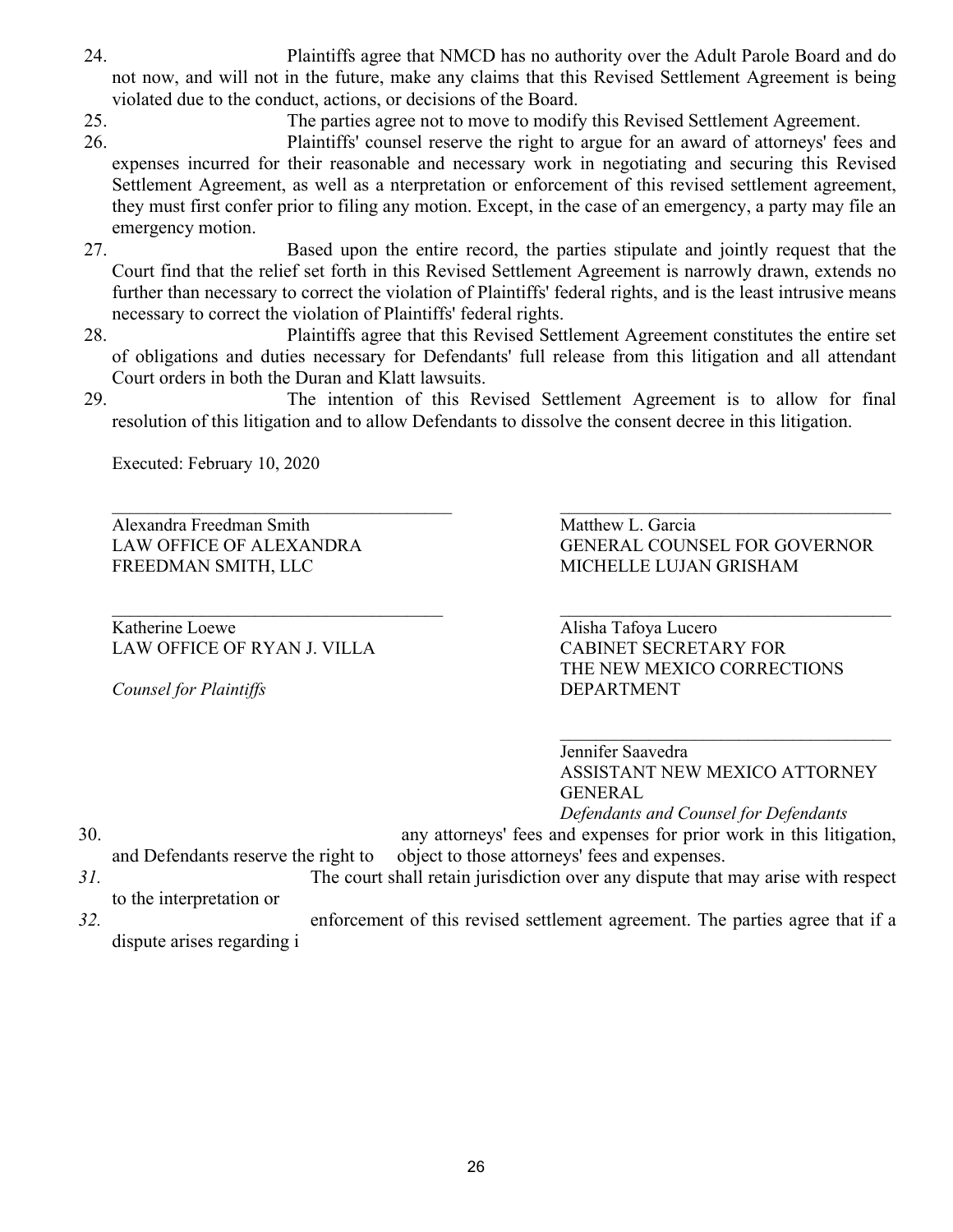24. Plaintiffs agree that NMCD has no authority over the Adult Parole Board and do not now, and will not in the future, make any claims that this Revised Settlement Agreement is being violated due to the conduct, actions, or decisions of the Board.
25. The parties agree not to move to modify this Revised Settlement Agreement.
26. Plaintiffs' counsel reserve the right to argue for an award of attorneys' fees and expenses incurred for their reasonable and necessary work in negotiating and securing this Revised Settlement Agreement, as well as a nterpretation or enforcement of this revised settlement agreement, they must first confer prior to filing any motion. Except, in the case of an emergency, a party may file an emergency motion.
27. Based upon the entire record, the parties stipulate and jointly request that the Court find that the relief set forth in this Revised Settlement Agreement is narrowly drawn, extends no further than necessary to correct the violation of Plaintiffs' federal rights, and is the least intrusive means necessary to correct the violation of Plaintiffs' federal rights.
28. Plaintiffs agree that this Revised Settlement Agreement constitutes the entire set of obligations and duties necessary for Defendants' full release from this litigation and all attendant Court orders in both the Duran and Klatt lawsuits.
29. The intention of this Revised Settlement Agreement is to allow for final resolution of this litigation and to allow Defendants to dissolve the consent decree in this litigation.

Executed: February 10, 2020

\_\_\_\_\_\_\_\_\_\_\_\_\_\_\_\_\_\_\_\_\_\_\_\_\_\_\_\_\_\_\_\_\_\_\_\_\_\_
Alexandra Freedman Smith
LAW OFFICE OF ALEXANDRA FREEDMAN SMITH, LLC

\_\_\_\_\_\_\_\_\_\_\_\_\_\_\_\_\_\_\_\_\_\_\_\_\_\_\_\_\_\_\_\_\_\_\_\_\_\_
Katherine Loewe
LAW OFFICE OF RYAN J. VILLA

*Counsel for Plaintiffs*

\_\_\_\_\_\_\_\_\_\_\_\_\_\_\_\_\_\_\_\_\_\_\_\_\_\_\_\_\_\_\_\_\_\_\_\_\_\_
Matthew L. Garcia
GENERAL COUNSEL FOR GOVERNOR MICHELLE LUJAN GRISHAM

\_\_\_\_\_\_\_\_\_\_\_\_\_\_\_\_\_\_\_\_\_\_\_\_\_\_\_\_\_\_\_\_\_\_\_\_\_\_
Alisha Tafoya Lucero
CABINET SECRETARY FOR THE NEW MEXICO CORRECTIONS DEPARTMENT

\_\_\_\_\_\_\_\_\_\_\_\_\_\_\_\_\_\_\_\_\_\_\_\_\_\_\_\_\_\_\_\_\_\_\_\_\_\_
Jennifer Saavedra
ASSISTANT NEW MEXICO ATTORNEY GENERAL
*Defendants and Counsel for Defendants*

30. any attorneys' fees and expenses for prior work in this litigation, and Defendants reserve the right to object to those attorneys' fees and expenses.
31. The court shall retain jurisdiction over any dispute that may arise with respect to the interpretation or
32. enforcement of this revised settlement agreement. The parties agree that if a dispute arises regarding i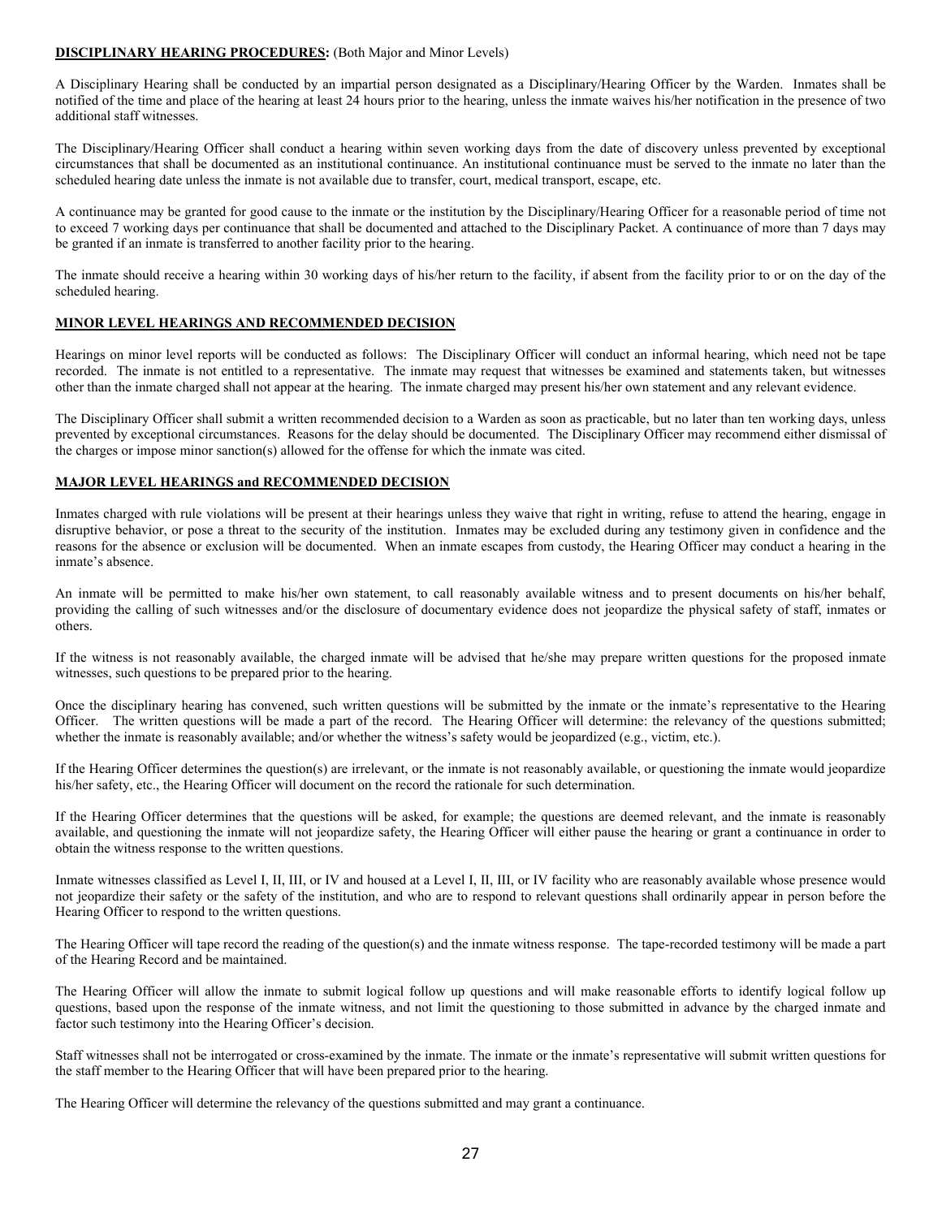**DISCIPLINARY HEARING PROCEDURES:** (Both Major and Minor Levels)

A Disciplinary Hearing shall be conducted by an impartial person designated as a Disciplinary/Hearing Officer by the Warden. Inmates shall be notified of the time and place of the hearing at least 24 hours prior to the hearing, unless the inmate waives his/her notification in the presence of two additional staff witnesses.

The Disciplinary/Hearing Officer shall conduct a hearing within seven working days from the date of discovery unless prevented by exceptional circumstances that shall be documented as an institutional continuance. An institutional continuance must be served to the inmate no later than the scheduled hearing date unless the inmate is not available due to transfer, court, medical transport, escape, etc.

A continuance may be granted for good cause to the inmate or the institution by the Disciplinary/Hearing Officer for a reasonable period of time not to exceed 7 working days per continuance that shall be documented and attached to the Disciplinary Packet. A continuance of more than 7 days may be granted if an inmate is transferred to another facility prior to the hearing.

The inmate should receive a hearing within 30 working days of his/her return to the facility, if absent from the facility prior to or on the day of the scheduled hearing.

**MINOR LEVEL HEARINGS AND RECOMMENDED DECISION**

Hearings on minor level reports will be conducted as follows: The Disciplinary Officer will conduct an informal hearing, which need not be tape recorded. The inmate is not entitled to a representative. The inmate may request that witnesses be examined and statements taken, but witnesses other than the inmate charged shall not appear at the hearing. The inmate charged may present his/her own statement and any relevant evidence.

The Disciplinary Officer shall submit a written recommended decision to a Warden as soon as practicable, but no later than ten working days, unless prevented by exceptional circumstances. Reasons for the delay should be documented. The Disciplinary Officer may recommend either dismissal of the charges or impose minor sanction(s) allowed for the offense for which the inmate was cited.

**MAJOR LEVEL HEARINGS and RECOMMENDED DECISION**

Inmates charged with rule violations will be present at their hearings unless they waive that right in writing, refuse to attend the hearing, engage in disruptive behavior, or pose a threat to the security of the institution. Inmates may be excluded during any testimony given in confidence and the reasons for the absence or exclusion will be documented. When an inmate escapes from custody, the Hearing Officer may conduct a hearing in the inmate's absence.

An inmate will be permitted to make his/her own statement, to call reasonably available witness and to present documents on his/her behalf, providing the calling of such witnesses and/or the disclosure of documentary evidence does not jeopardize the physical safety of staff, inmates or others.

If the witness is not reasonably available, the charged inmate will be advised that he/she may prepare written questions for the proposed inmate witnesses, such questions to be prepared prior to the hearing.

Once the disciplinary hearing has convened, such written questions will be submitted by the inmate or the inmate's representative to the Hearing Officer. The written questions will be made a part of the record. The Hearing Officer will determine: the relevancy of the questions submitted; whether the inmate is reasonably available; and/or whether the witness's safety would be jeopardized (e.g., victim, etc.).

If the Hearing Officer determines the question(s) are irrelevant, or the inmate is not reasonably available, or questioning the inmate would jeopardize his/her safety, etc., the Hearing Officer will document on the record the rationale for such determination.

If the Hearing Officer determines that the questions will be asked, for example; the questions are deemed relevant, and the inmate is reasonably available, and questioning the inmate will not jeopardize safety, the Hearing Officer will either pause the hearing or grant a continuance in order to obtain the witness response to the written questions.

Inmate witnesses classified as Level I, II, III, or IV and housed at a Level I, II, III, or IV facility who are reasonably available whose presence would not jeopardize their safety or the safety of the institution, and who are to respond to relevant questions shall ordinarily appear in person before the Hearing Officer to respond to the written questions.

The Hearing Officer will tape record the reading of the question(s) and the inmate witness response. The tape-recorded testimony will be made a part of the Hearing Record and be maintained.

The Hearing Officer will allow the inmate to submit logical follow up questions and will make reasonable efforts to identify logical follow up questions, based upon the response of the inmate witness, and not limit the questioning to those submitted in advance by the charged inmate and factor such testimony into the Hearing Officer's decision.

Staff witnesses shall not be interrogated or cross-examined by the inmate. The inmate or the inmate's representative will submit written questions for the staff member to the Hearing Officer that will have been prepared prior to the hearing.

The Hearing Officer will determine the relevancy of the questions submitted and may grant a continuance.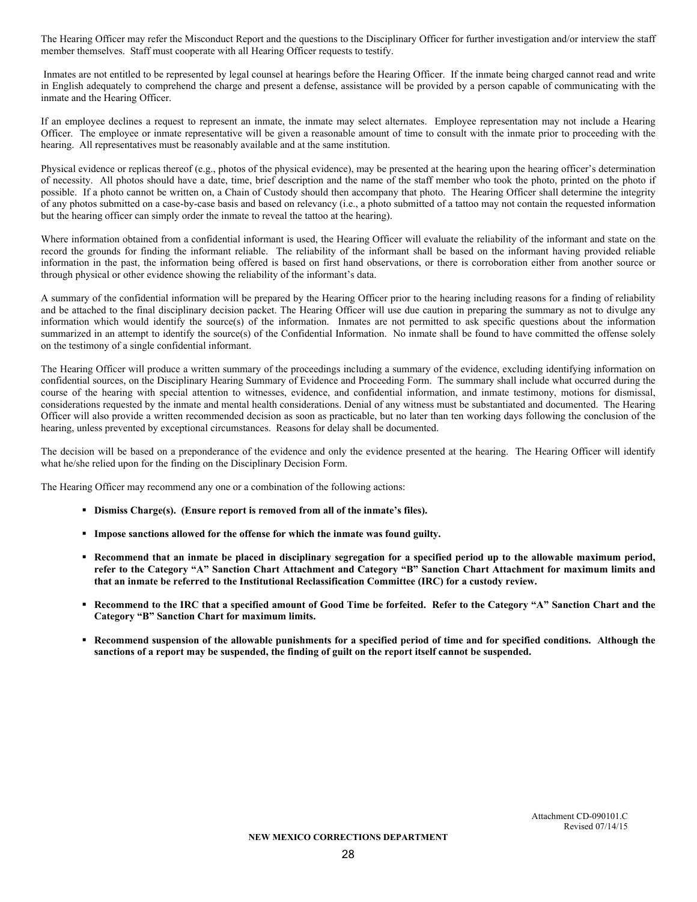The Hearing Officer may refer the Misconduct Report and the questions to the Disciplinary Officer for further investigation and/or interview the staff member themselves. Staff must cooperate with all Hearing Officer requests to testify.

Inmates are not entitled to be represented by legal counsel at hearings before the Hearing Officer. If the inmate being charged cannot read and write in English adequately to comprehend the charge and present a defense, assistance will be provided by a person capable of communicating with the inmate and the Hearing Officer.

If an employee declines a request to represent an inmate, the inmate may select alternates. Employee representation may not include a Hearing Officer. The employee or inmate representative will be given a reasonable amount of time to consult with the inmate prior to proceeding with the hearing. All representatives must be reasonably available and at the same institution.

Physical evidence or replicas thereof (e.g., photos of the physical evidence), may be presented at the hearing upon the hearing officer's determination of necessity. All photos should have a date, time, brief description and the name of the staff member who took the photo, printed on the photo if possible. If a photo cannot be written on, a Chain of Custody should then accompany that photo. The Hearing Officer shall determine the integrity of any photos submitted on a case-by-case basis and based on relevancy (i.e., a photo submitted of a tattoo may not contain the requested information but the hearing officer can simply order the inmate to reveal the tattoo at the hearing).

Where information obtained from a confidential informant is used, the Hearing Officer will evaluate the reliability of the informant and state on the record the grounds for finding the informant reliable. The reliability of the informant shall be based on the informant having provided reliable information in the past, the information being offered is based on first hand observations, or there is corroboration either from another source or through physical or other evidence showing the reliability of the informant's data.

A summary of the confidential information will be prepared by the Hearing Officer prior to the hearing including reasons for a finding of reliability and be attached to the final disciplinary decision packet. The Hearing Officer will use due caution in preparing the summary as not to divulge any information which would identify the source(s) of the information. Inmates are not permitted to ask specific questions about the information summarized in an attempt to identify the source(s) of the Confidential Information. No inmate shall be found to have committed the offense solely on the testimony of a single confidential informant.

The Hearing Officer will produce a written summary of the proceedings including a summary of the evidence, excluding identifying information on confidential sources, on the Disciplinary Hearing Summary of Evidence and Proceeding Form. The summary shall include what occurred during the course of the hearing with special attention to witnesses, evidence, and confidential information, and inmate testimony, motions for dismissal, considerations requested by the inmate and mental health considerations. Denial of any witness must be substantiated and documented. The Hearing Officer will also provide a written recommended decision as soon as practicable, but no later than ten working days following the conclusion of the hearing, unless prevented by exceptional circumstances. Reasons for delay shall be documented.

The decision will be based on a preponderance of the evidence and only the evidence presented at the hearing. The Hearing Officer will identify what he/she relied upon for the finding on the Disciplinary Decision Form.

The Hearing Officer may recommend any one or a combination of the following actions:

- **Dismiss Charge(s). (Ensure report is removed from all of the inmate's files).**
- **Impose sanctions allowed for the offense for which the inmate was found guilty.**
- **Recommend that an inmate be placed in disciplinary segregation for a specified period up to the allowable maximum period, refer to the Category "A" Sanction Chart Attachment and Category "B" Sanction Chart Attachment for maximum limits and that an inmate be referred to the Institutional Reclassification Committee (IRC) for a custody review.**
- **Recommend to the IRC that a specified amount of Good Time be forfeited. Refer to the Category "A" Sanction Chart and the Category "B" Sanction Chart for maximum limits.**
- **Recommend suspension of the allowable punishments for a specified period of time and for specified conditions. Although the sanctions of a report may be suspended, the finding of guilt on the report itself cannot be suspended.**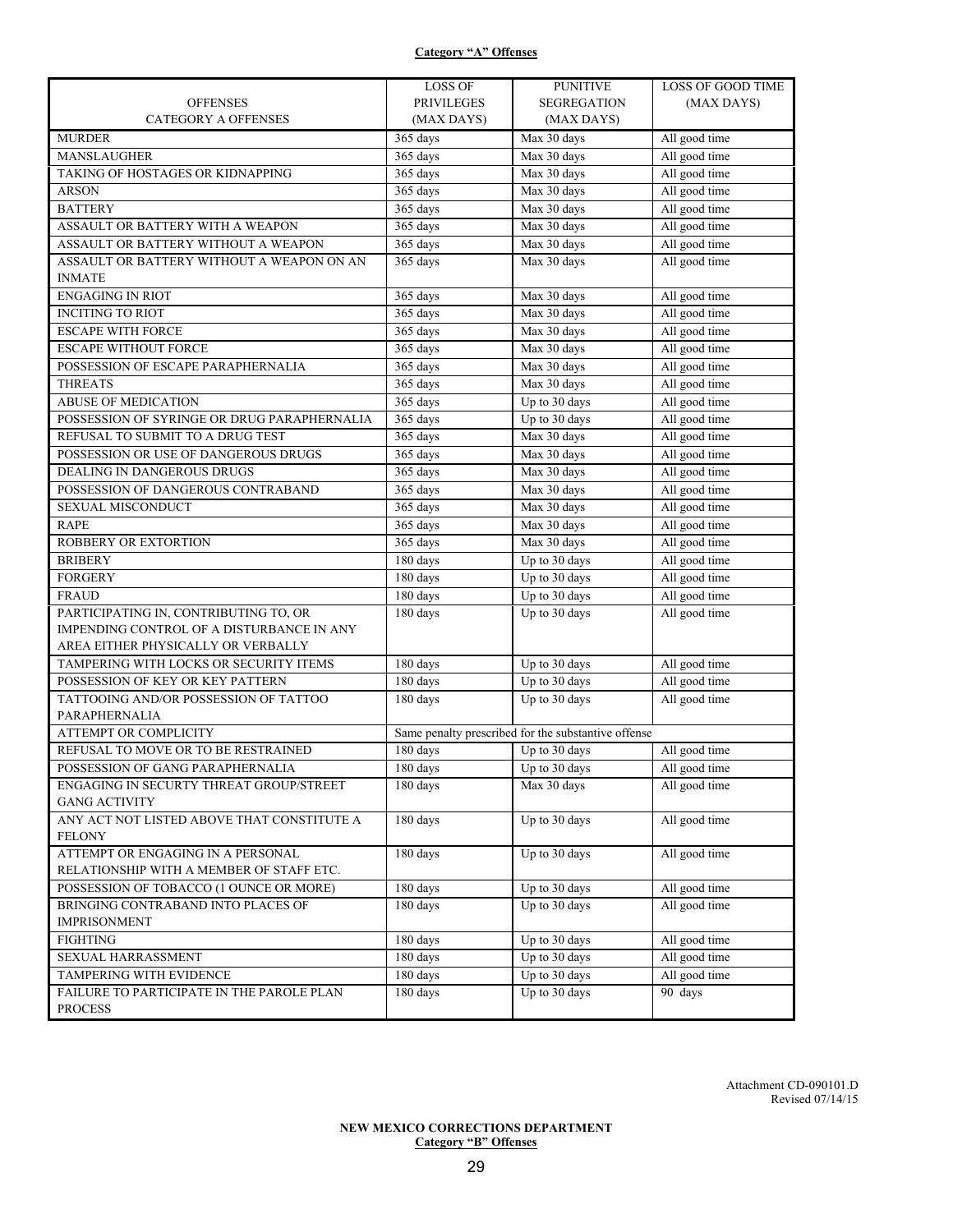**Category "A" Offenses**

| OFFENSES CATEGORY A OFFENSES | LOSS OF PRIVILEGES (MAX DAYS) | PUNITIVE SEGREGATION (MAX DAYS) | LOSS OF GOOD TIME (MAX DAYS) |
|---|---|---|---|
| MURDER | 365 days | Max 30 days | All good time |
| MANSLAUGHTER | 365 days | Max 30 days | All good time |
| TAKING OF HOSTAGES OR KIDNAPPING | 365 days | Max 30 days | All good time |
| ARSON | 365 days | Max 30 days | All good time |
| BATTERY | 365 days | Max 30 days | All good time |
| ASSAULT OR BATTERY WITH A WEAPON | 365 days | Max 30 days | All good time |
| ASSAULT OR BATTERY WITHOUT A WEAPON | 365 days | Max 30 days | All good time |
| ASSAULT OR BATTERY WITHOUT A WEAPON ON AN INMATE | 365 days | Max 30 days | All good time |
| ENGAGING IN RIOT | 365 days | Max 30 days | All good time |
| INCITING TO RIOT | 365 days | Max 30 days | All good time |
| ESCAPE WITH FORCE | 365 days | Max 30 days | All good time |
| ESCAPE WITHOUT FORCE | 365 days | Max 30 days | All good time |
| POSSESSION OF ESCAPE PARAPHERNALIA | 365 days | Max 30 days | All good time |
| THREATS | 365 days | Max 30 days | All good time |
| ABUSE OF MEDICATION | 365 days | Up to 30 days | All good time |
| POSSESSION OF SYRINGE OR DRUG PARAPHERNALIA | 365 days | Up to 30 days | All good time |
| REFUSAL TO SUBMIT TO A DRUG TEST | 365 days | Max 30 days | All good time |
| POSSESSION OR USE OF DANGEROUS DRUGS | 365 days | Max 30 days | All good time |
| DEALING IN DANGEROUS DRUGS | 365 days | Max 30 days | All good time |
| POSSESSION OF DANGEROUS CONTRABAND | 365 days | Max 30 days | All good time |
| SEXUAL MISCONDUCT | 365 days | Max 30 days | All good time |
| RAPE | 365 days | Max 30 days | All good time |
| ROBBERY OR EXTORTION | 365 days | Max 30 days | All good time |
| BRIBERY | 180 days | Up to 30 days | All good time |
| FORGERY | 180 days | Up to 30 days | All good time |
| FRAUD | 180 days | Up to 30 days | All good time |
| PARTICIPATING IN, CONTRIBUTING TO, OR IMPENDING CONTROL OF A DISTURBANCE IN ANY AREA EITHER PHYSICALLY OR VERBALLY | 180 days | Up to 30 days | All good time |
| TAMPERING WITH LOCKS OR SECURITY ITEMS | 180 days | Up to 30 days | All good time |
| POSSESSION OF KEY OR KEY PATTERN | 180 days | Up to 30 days | All good time |
| TATTOOING AND/OR POSSESSION OF TATTOO PARAPHERNALIA | 180 days | Up to 30 days | All good time |
| ATTEMPT OR COMPLICITY | Same penalty prescribed for the substantive offense | | |
| REFUSAL TO MOVE OR TO BE RESTRAINED | 180 days | Up to 30 days | All good time |
| POSSESSION OF GANG PARAPHERNALIA | 180 days | Up to 30 days | All good time |
| ENGAGING IN SECURTY THREAT GROUP/STREET GANG ACTIVITY | 180 days | Max 30 days | All good time |
| ANY ACT NOT LISTED ABOVE THAT CONSTITUTE A FELONY | 180 days | Up to 30 days | All good time |
| ATTEMPT OR ENGAGING IN A PERSONAL RELATIONSHIP WITH A MEMBER OF STAFF ETC. | 180 days | Up to 30 days | All good time |
| POSSESSION OF TOBACCO (1 OUNCE OR MORE) | 180 days | Up to 30 days | All good time |
| BRINGING CONTRABAND INTO PLACES OF IMPRISONMENT | 180 days | Up to 30 days | All good time |
| FIGHTING | 180 days | Up to 30 days | All good time |
| SEXUAL HARRASSMENT | 180 days | Up to 30 days | All good time |
| TAMPERING WITH EVIDENCE | 180 days | Up to 30 days | All good time |
| FAILURE TO PARTICIPATE IN THE PAROLE PLAN PROCESS | 180 days | Up to 30 days | 90 days |

Attachment CD-090101.D
Revised 07/14/15

**NEW MEXICO CORRECTIONS DEPARTMENT**
**Category "B" Offenses**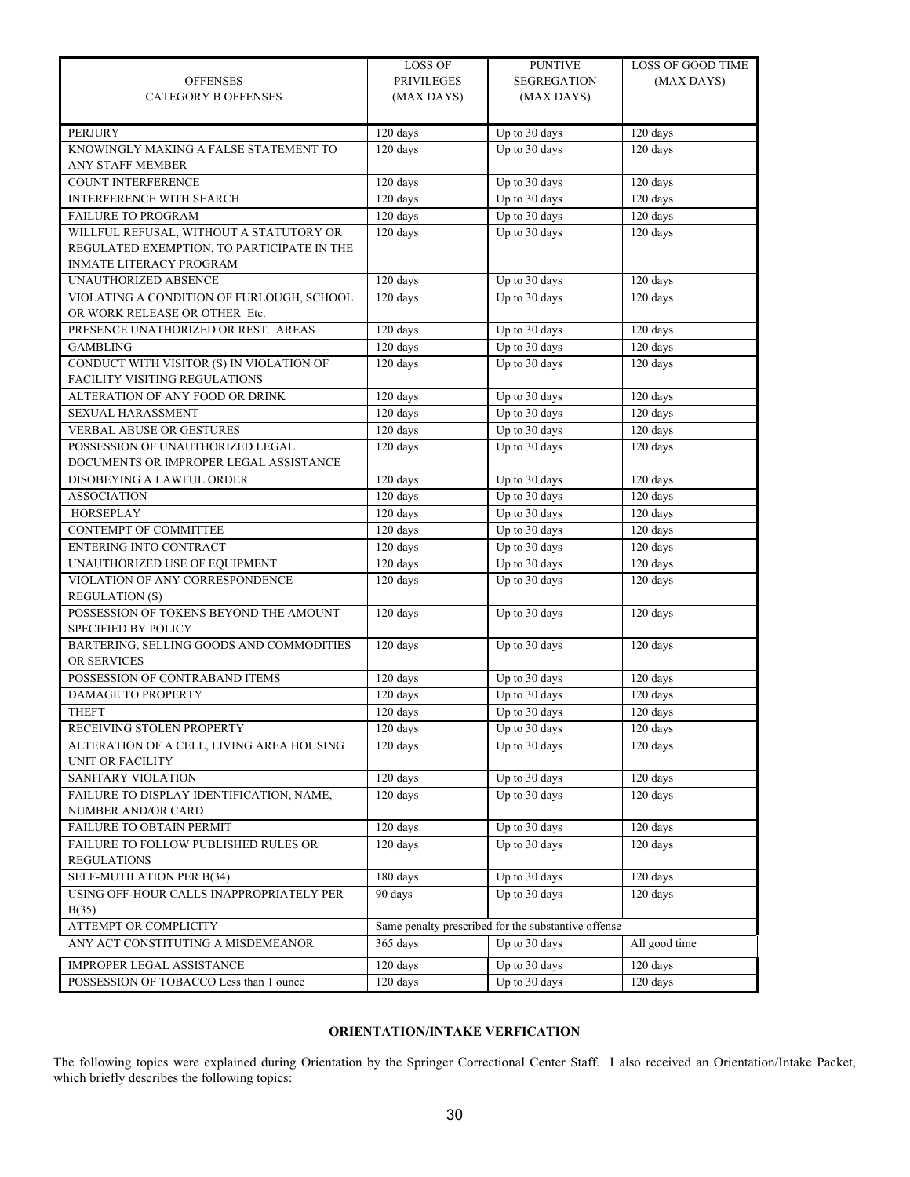| OFFENSES CATEGORY B OFFENSES | LOSS OF PRIVILEGES (MAX DAYS) | PUNTIVE SEGREGATION (MAX DAYS) | LOSS OF GOOD TIME (MAX DAYS) |
|---|---|---|---|
| PERJURY | 120 days | Up to 30 days | 120 days |
| KNOWINGLY MAKING A FALSE STATEMENT TO ANY STAFF MEMBER | 120 days | Up to 30 days | 120 days |
| COUNT INTERFERENCE | 120 days | Up to 30 days | 120 days |
| INTERFERENCE WITH SEARCH | 120 days | Up to 30 days | 120 days |
| FAILURE TO PROGRAM | 120 days | Up to 30 days | 120 days |
| WILLFUL REFUSAL, WITHOUT A STATUTORY OR REGULATED EXEMPTION, TO PARTICIPATE IN THE INMATE LITERACY PROGRAM | 120 days | Up to 30 days | 120 days |
| UNAUTHORIZED ABSENCE | 120 days | Up to 30 days | 120 days |
| VIOLATING A CONDITION OF FURLOUGH, SCHOOL OR WORK RELEASE OR OTHER Etc. | 120 days | Up to 30 days | 120 days |
| PRESENCE UNATHORIZED OR REST. AREAS | 120 days | Up to 30 days | 120 days |
| GAMBLING | 120 days | Up to 30 days | 120 days |
| CONDUCT WITH VISITOR (S) IN VIOLATION OF FACILITY VISITING REGULATIONS | 120 days | Up to 30 days | 120 days |
| ALTERATION OF ANY FOOD OR DRINK | 120 days | Up to 30 days | 120 days |
| SEXUAL HARASSMENT | 120 days | Up to 30 days | 120 days |
| VERBAL ABUSE OR GESTURES | 120 days | Up to 30 days | 120 days |
| POSSESSION OF UNAUTHORIZED LEGAL DOCUMENTS OR IMPROPER LEGAL ASSISTANCE | 120 days | Up to 30 days | 120 days |
| DISOBEYING A LAWFUL ORDER | 120 days | Up to 30 days | 120 days |
| ASSOCIATION | 120 days | Up to 30 days | 120 days |
| HORSEPLAY | 120 days | Up to 30 days | 120 days |
| CONTEMPT OF COMMITTEE | 120 days | Up to 30 days | 120 days |
| ENTERING INTO CONTRACT | 120 days | Up to 30 days | 120 days |
| UNAUTHORIZED USE OF EQUIPMENT | 120 days | Up to 30 days | 120 days |
| VIOLATION OF ANY CORRESPONDENCE REGULATION (S) | 120 days | Up to 30 days | 120 days |
| POSSESSION OF TOKENS BEYOND THE AMOUNT SPECIFIED BY POLICY | 120 days | Up to 30 days | 120 days |
| BARTERING, SELLING GOODS AND COMMODITIES OR SERVICES | 120 days | Up to 30 days | 120 days |
| POSSESSION OF CONTRABAND ITEMS | 120 days | Up to 30 days | 120 days |
| DAMAGE TO PROPERTY | 120 days | Up to 30 days | 120 days |
| THEFT | 120 days | Up to 30 days | 120 days |
| RECEIVING STOLEN PROPERTY | 120 days | Up to 30 days | 120 days |
| ALTERATION OF A CELL, LIVING AREA HOUSING UNIT OR FACILITY | 120 days | Up to 30 days | 120 days |
| SANITARY VIOLATION | 120 days | Up to 30 days | 120 days |
| FAILURE TO DISPLAY IDENTIFICATION, NAME, NUMBER AND/OR CARD | 120 days | Up to 30 days | 120 days |
| FAILURE TO OBTAIN PERMIT | 120 days | Up to 30 days | 120 days |
| FAILURE TO FOLLOW PUBLISHED RULES OR REGULATIONS | 120 days | Up to 30 days | 120 days |
| SELF-MUTILATION PER B(34) | 180 days | Up to 30 days | 120 days |
| USING OFF-HOUR CALLS INAPPROPRIATELY PER B(35) | 90 days | Up to 30 days | 120 days |
| ATTEMPT OR COMPLICITY | Same penalty prescribed for the substantive offense | | |
| ANY ACT CONSTITUTING A MISDEMEANOR | 365 days | Up to 30 days | All good time |
| IMPROPER LEGAL ASSISTANCE | 120 days | Up to 30 days | 120 days |
| POSSESSION OF TOBACCO Less than 1 ounce | 120 days | Up to 30 days | 120 days |

**ORIENTATION/INTAKE VERFICATION**

The following topics were explained during Orientation by the Springer Correctional Center Staff. I also received an Orientation/Intake Packet, which briefly describes the following topics: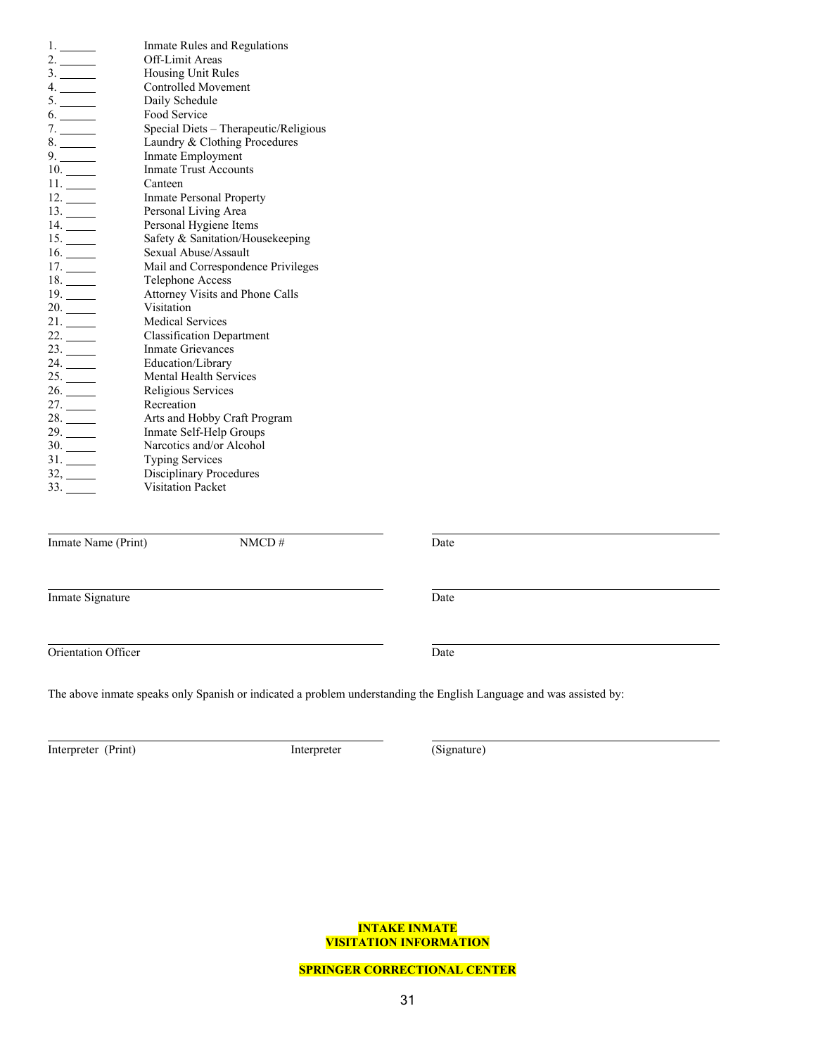1. ______ Inmate Rules and Regulations
2. ______ Off-Limit Areas
3. ______ Housing Unit Rules
4. ______ Controlled Movement
5. ______ Daily Schedule
6. ______ Food Service
7. ______ Special Diets – Therapeutic/Religious
8. ______ Laundry & Clothing Procedures
9. ______ Inmate Employment
10. _____ Inmate Trust Accounts
11. _____ Canteen
12. _____ Inmate Personal Property
13. _____ Personal Living Area
14. _____ Personal Hygiene Items
15. _____ Safety & Sanitation/Housekeeping
16. _____ Sexual Abuse/Assault
17. _____ Mail and Correspondence Privileges
18. _____ Telephone Access
19. _____ Attorney Visits and Phone Calls
20. _____ Visitation
21. _____ Medical Services
22. _____ Classification Department
23. _____ Inmate Grievances
24. _____ Education/Library
25. _____ Mental Health Services
26. _____ Religious Services
27. _____ Recreation
28. _____ Arts and Hobby Craft Program
29. _____ Inmate Self-Help Groups
30. _____ Narcotics and/or Alcohol
31. _____ Typing Services
32, _____ Disciplinary Procedures
33. _____ Visitation Packet

______________________________________ ______________________________________

Inmate Name (Print) NMCD # Date

______________________________________ ______________________________________

Inmate Signature Date

______________________________________ ______________________________________

Orientation Officer Date

The above inmate speaks only Spanish or indicated a problem understanding the English Language and was assisted by:

______________________________________ ______________________________________

Interpreter (Print) Interpreter (Signature)

**INTAKE INMATE**
**VISITATION INFORMATION**

**SPRINGER CORRECTIONAL CENTER**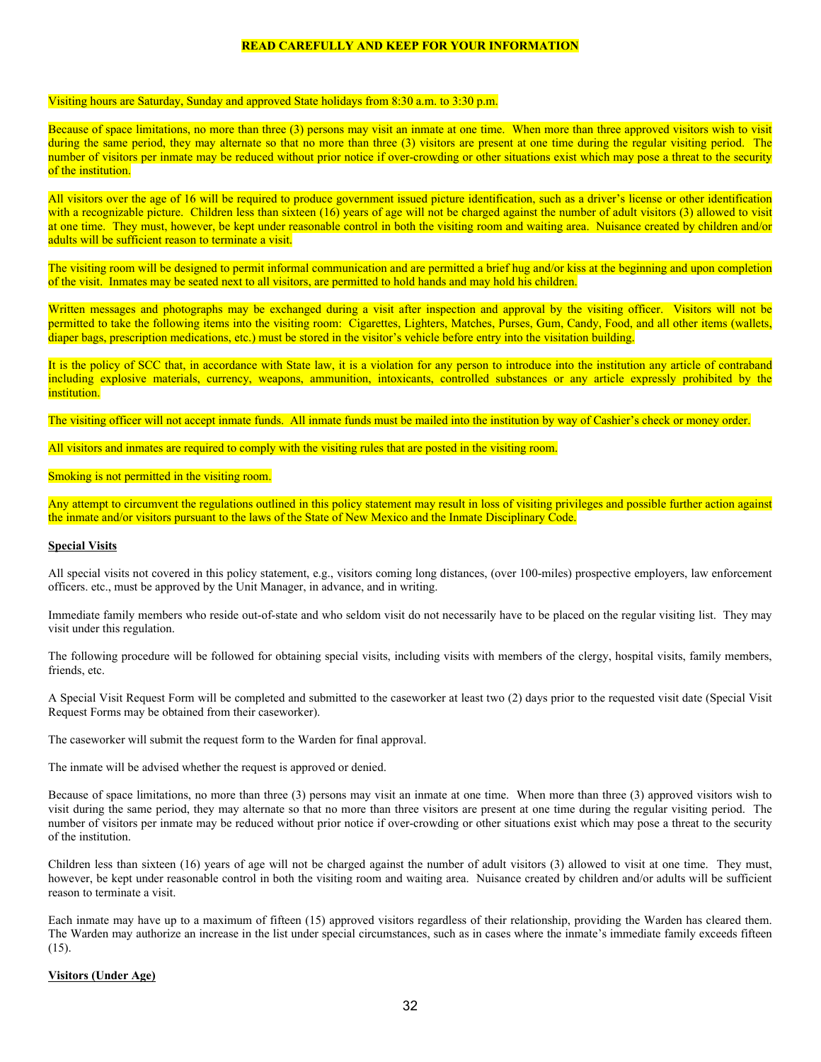**READ CAREFULLY AND KEEP FOR YOUR INFORMATION**

Visiting hours are Saturday, Sunday and approved State holidays from 8:30 a.m. to 3:30 p.m.

Because of space limitations, no more than three (3) persons may visit an inmate at one time. When more than three approved visitors wish to visit during the same period, they may alternate so that no more than three (3) visitors are present at one time during the regular visiting period. The number of visitors per inmate may be reduced without prior notice if over-crowding or other situations exist which may pose a threat to the security of the institution.

All visitors over the age of 16 will be required to produce government issued picture identification, such as a driver's license or other identification with a recognizable picture. Children less than sixteen (16) years of age will not be charged against the number of adult visitors (3) allowed to visit at one time. They must, however, be kept under reasonable control in both the visiting room and waiting area. Nuisance created by children and/or adults will be sufficient reason to terminate a visit.

The visiting room will be designed to permit informal communication and are permitted a brief hug and/or kiss at the beginning and upon completion of the visit. Inmates may be seated next to all visitors, are permitted to hold hands and may hold his children.

Written messages and photographs may be exchanged during a visit after inspection and approval by the visiting officer. Visitors will not be permitted to take the following items into the visiting room: Cigarettes, Lighters, Matches, Purses, Gum, Candy, Food, and all other items (wallets, diaper bags, prescription medications, etc.) must be stored in the visitor's vehicle before entry into the visitation building.

It is the policy of SCC that, in accordance with State law, it is a violation for any person to introduce into the institution any article of contraband including explosive materials, currency, weapons, ammunition, intoxicants, controlled substances or any article expressly prohibited by the institution.

The visiting officer will not accept inmate funds. All inmate funds must be mailed into the institution by way of Cashier's check or money order.

All visitors and inmates are required to comply with the visiting rules that are posted in the visiting room.

Smoking is not permitted in the visiting room.

Any attempt to circumvent the regulations outlined in this policy statement may result in loss of visiting privileges and possible further action against the inmate and/or visitors pursuant to the laws of the State of New Mexico and the Inmate Disciplinary Code.

**Special Visits**

All special visits not covered in this policy statement, e.g., visitors coming long distances, (over 100-miles) prospective employers, law enforcement officers. etc., must be approved by the Unit Manager, in advance, and in writing.

Immediate family members who reside out-of-state and who seldom visit do not necessarily have to be placed on the regular visiting list. They may visit under this regulation.

The following procedure will be followed for obtaining special visits, including visits with members of the clergy, hospital visits, family members, friends, etc.

A Special Visit Request Form will be completed and submitted to the caseworker at least two (2) days prior to the requested visit date (Special Visit Request Forms may be obtained from their caseworker).

The caseworker will submit the request form to the Warden for final approval.

The inmate will be advised whether the request is approved or denied.

Because of space limitations, no more than three (3) persons may visit an inmate at one time. When more than three (3) approved visitors wish to visit during the same period, they may alternate so that no more than three visitors are present at one time during the regular visiting period. The number of visitors per inmate may be reduced without prior notice if over-crowding or other situations exist which may pose a threat to the security of the institution.

Children less than sixteen (16) years of age will not be charged against the number of adult visitors (3) allowed to visit at one time. They must, however, be kept under reasonable control in both the visiting room and waiting area. Nuisance created by children and/or adults will be sufficient reason to terminate a visit.

Each inmate may have up to a maximum of fifteen (15) approved visitors regardless of their relationship, providing the Warden has cleared them. The Warden may authorize an increase in the list under special circumstances, such as in cases where the inmate's immediate family exceeds fifteen (15).

**Visitors (Under Age)**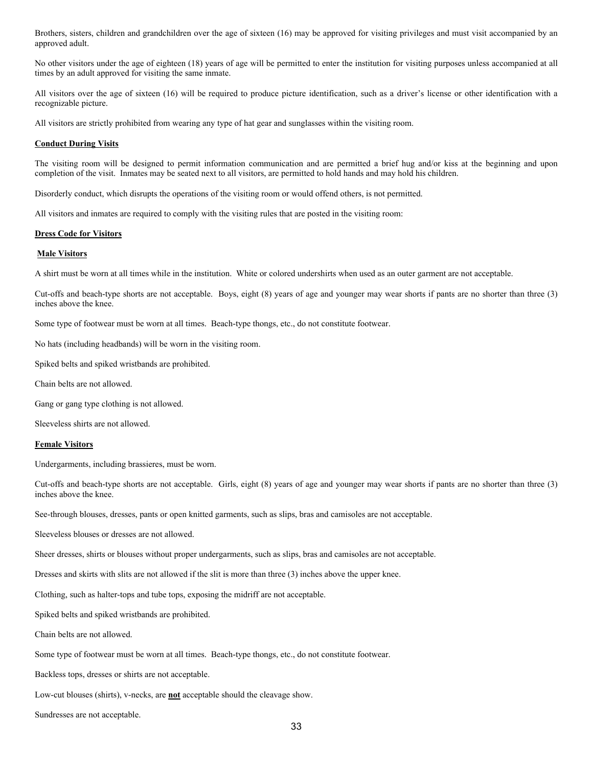Brothers, sisters, children and grandchildren over the age of sixteen (16) may be approved for visiting privileges and must visit accompanied by an approved adult.

No other visitors under the age of eighteen (18) years of age will be permitted to enter the institution for visiting purposes unless accompanied at all times by an adult approved for visiting the same inmate.

All visitors over the age of sixteen (16) will be required to produce picture identification, such as a driver's license or other identification with a recognizable picture.

All visitors are strictly prohibited from wearing any type of hat gear and sunglasses within the visiting room.

**Conduct During Visits**

The visiting room will be designed to permit information communication and are permitted a brief hug and/or kiss at the beginning and upon completion of the visit. Inmates may be seated next to all visitors, are permitted to hold hands and may hold his children.

Disorderly conduct, which disrupts the operations of the visiting room or would offend others, is not permitted.

All visitors and inmates are required to comply with the visiting rules that are posted in the visiting room:

**Dress Code for Visitors**

**Male Visitors**

A shirt must be worn at all times while in the institution. White or colored undershirts when used as an outer garment are not acceptable.

Cut-offs and beach-type shorts are not acceptable. Boys, eight (8) years of age and younger may wear shorts if pants are no shorter than three (3) inches above the knee.

Some type of footwear must be worn at all times. Beach-type thongs, etc., do not constitute footwear.

No hats (including headbands) will be worn in the visiting room.

Spiked belts and spiked wristbands are prohibited.

Chain belts are not allowed.

Gang or gang type clothing is not allowed.

Sleeveless shirts are not allowed.

**Female Visitors**

Undergarments, including brassieres, must be worn.

Cut-offs and beach-type shorts are not acceptable. Girls, eight (8) years of age and younger may wear shorts if pants are no shorter than three (3) inches above the knee.

See-through blouses, dresses, pants or open knitted garments, such as slips, bras and camisoles are not acceptable.

Sleeveless blouses or dresses are not allowed.

Sheer dresses, shirts or blouses without proper undergarments, such as slips, bras and camisoles are not acceptable.

Dresses and skirts with slits are not allowed if the slit is more than three (3) inches above the upper knee.

Clothing, such as halter-tops and tube tops, exposing the midriff are not acceptable.

Spiked belts and spiked wristbands are prohibited.

Chain belts are not allowed.

Some type of footwear must be worn at all times. Beach-type thongs, etc., do not constitute footwear.

Backless tops, dresses or shirts are not acceptable.

Low-cut blouses (shirts), v-necks, are **not** acceptable should the cleavage show.

Sundresses are not acceptable.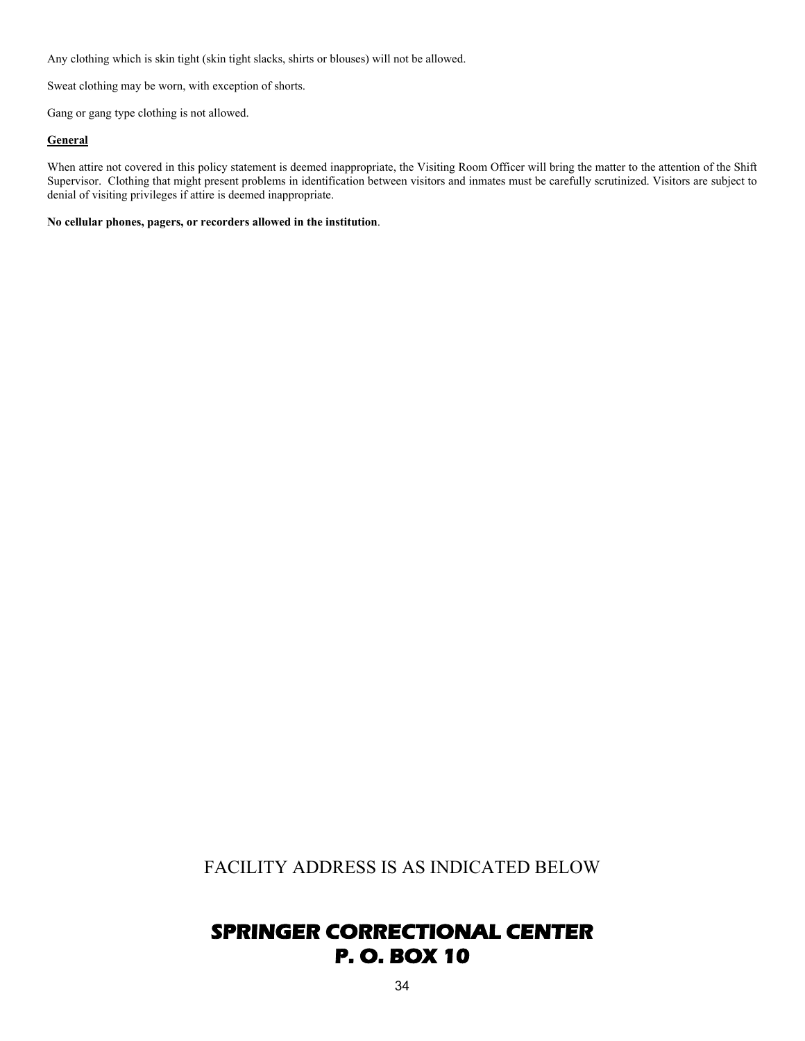Any clothing which is skin tight (skin tight slacks, shirts or blouses) will not be allowed.

Sweat clothing may be worn, with exception of shorts.

Gang or gang type clothing is not allowed.

**General**

When attire not covered in this policy statement is deemed inappropriate, the Visiting Room Officer will bring the matter to the attention of the Shift Supervisor. Clothing that might present problems in identification between visitors and inmates must be carefully scrutinized. Visitors are subject to denial of visiting privileges if attire is deemed inappropriate.

**No cellular phones, pagers, or recorders allowed in the institution**.

FACILITY ADDRESS IS AS INDICATED BELOW

**SPRINGER CORRECTIONAL CENTER**
**P. O. BOX 10**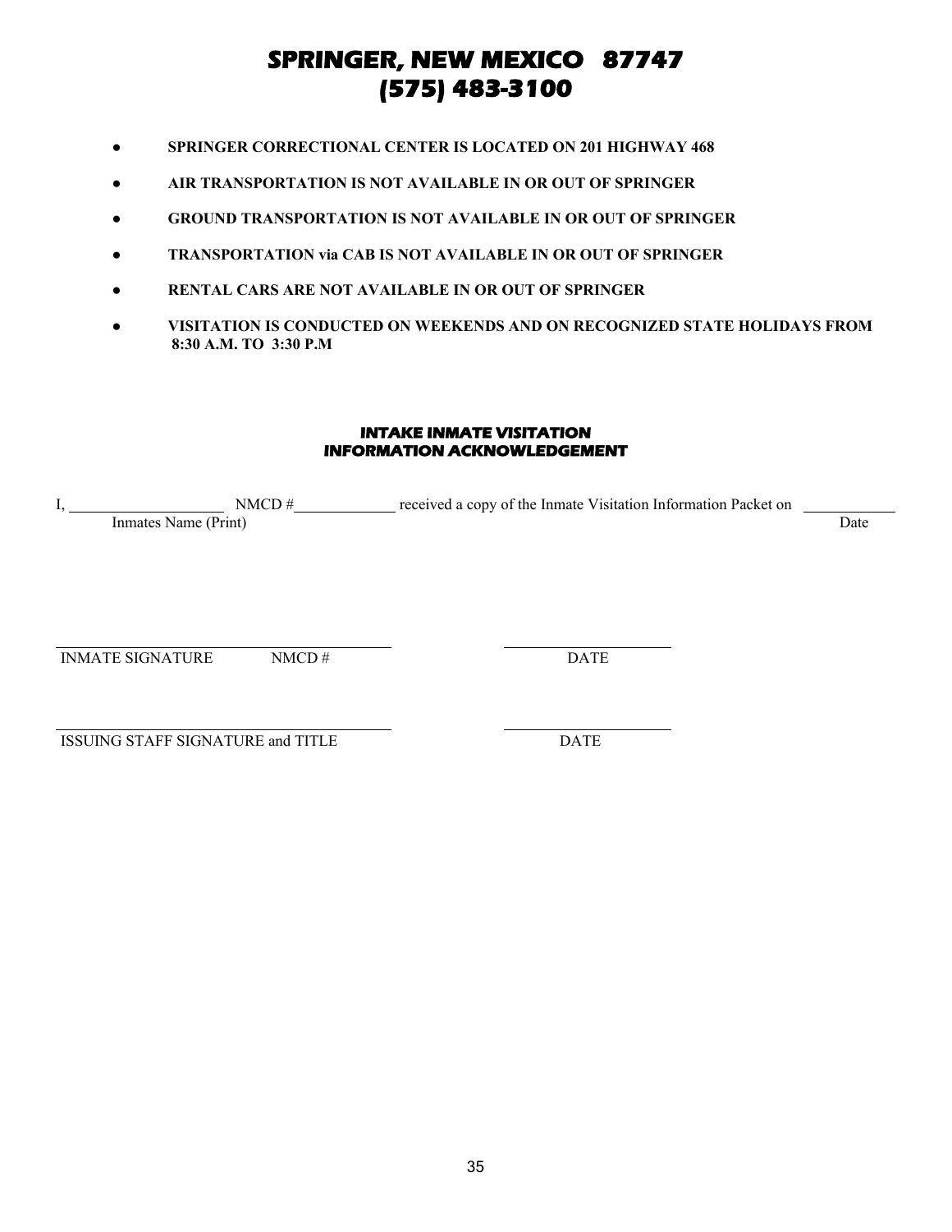# SPRINGER, NEW MEXICO 87747
# (575) 483-3100

- **SPRINGER CORRECTIONAL CENTER IS LOCATED ON 201 HIGHWAY 468**
- **AIR TRANSPORTATION IS NOT AVAILABLE IN OR OUT OF SPRINGER**
- **GROUND TRANSPORTATION IS NOT AVAILABLE IN OR OUT OF SPRINGER**
- **TRANSPORTATION via CAB IS NOT AVAILABLE IN OR OUT OF SPRINGER**
- **RENTAL CARS ARE NOT AVAILABLE IN OR OUT OF SPRINGER**
- **VISITATION IS CONDUCTED ON WEEKENDS AND ON RECOGNIZED STATE HOLIDAYS FROM 8:30 A.M. TO 3:30 P.M**

### INTAKE INMATE VISITATION
### INFORMATION ACKNOWLEDGEMENT

I, ____________________ NMCD #_____________ received a copy of the Inmate Visitation Information Packet on ____________
Inmates Name (Print) Date

______________________________________ ____________________
INMATE SIGNATURE NMCD # DATE

______________________________________ ____________________
ISSUING STAFF SIGNATURE and TITLE DATE